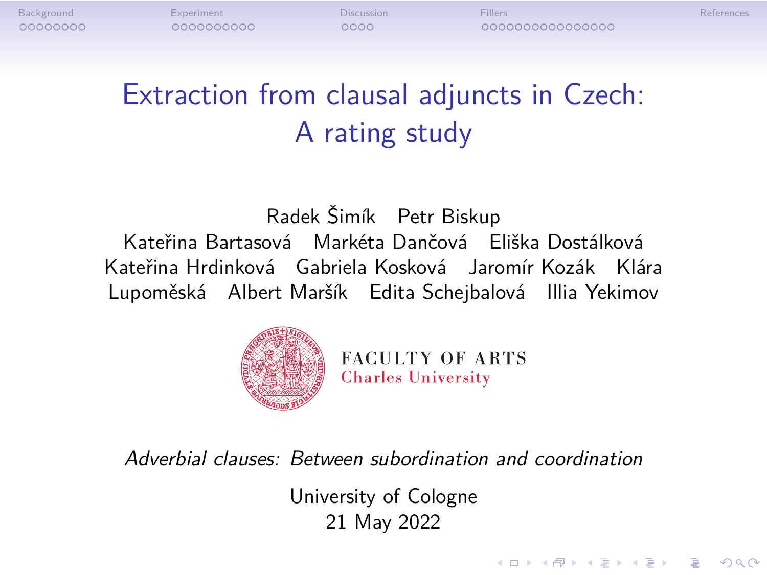# Extraction from clausal adjuncts in Czech: A rating study

Radek Šimík  Petr Biskup
Kateřina Bartasová  Markéta Dančová  Eliška Dostálková
Kateřina Hrdinková  Gabriela Kosková  Jaromír Kozák  Klára Lupoměská  Albert Maršík  Edita Schejbalová  Illia Yekimov

FACULTY OF ARTS
Charles University

*Adverbial clauses: Between subordination and coordination*

University of Cologne
21 May 2022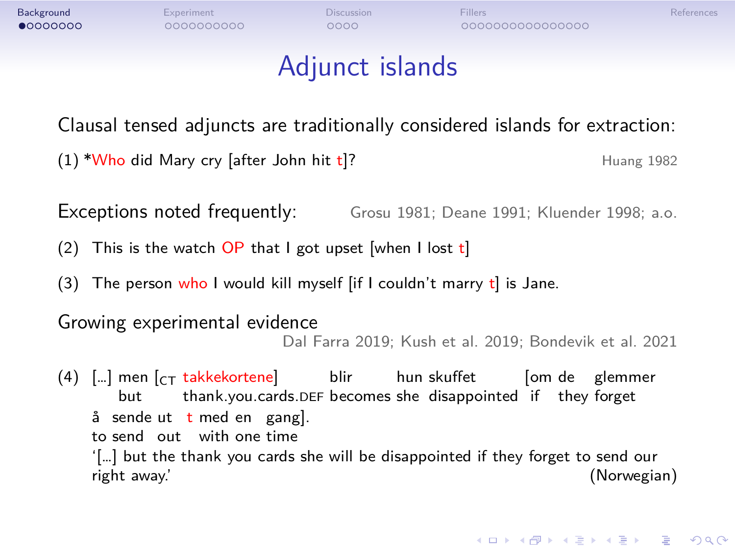# Adjunct islands

Clausal tensed adjuncts are traditionally considered islands for extraction:

(1) *Who did Mary cry [after John hit t]? — Huang 1982

Exceptions noted frequently: — Grosu 1981; Deane 1991; Kluender 1998; a.o.

(2) This is the watch OP that I got upset [when I lost t]

(3) The person who I would kill myself [if I couldn't marry t] is Jane.

Growing experimental evidence

Dal Farra 2019; Kush et al. 2019; Bondevik et al. 2021

(4) [...] men [$_{CT}$ takkekortene] blir hun skuffet [om de glemmer
but thank.you.cards.DEF becomes she disappointed if they forget
å sende ut t med en gang].
to send out with one time
'[...] but the thank you cards she will be disappointed if they forget to send our right away.' (Norwegian)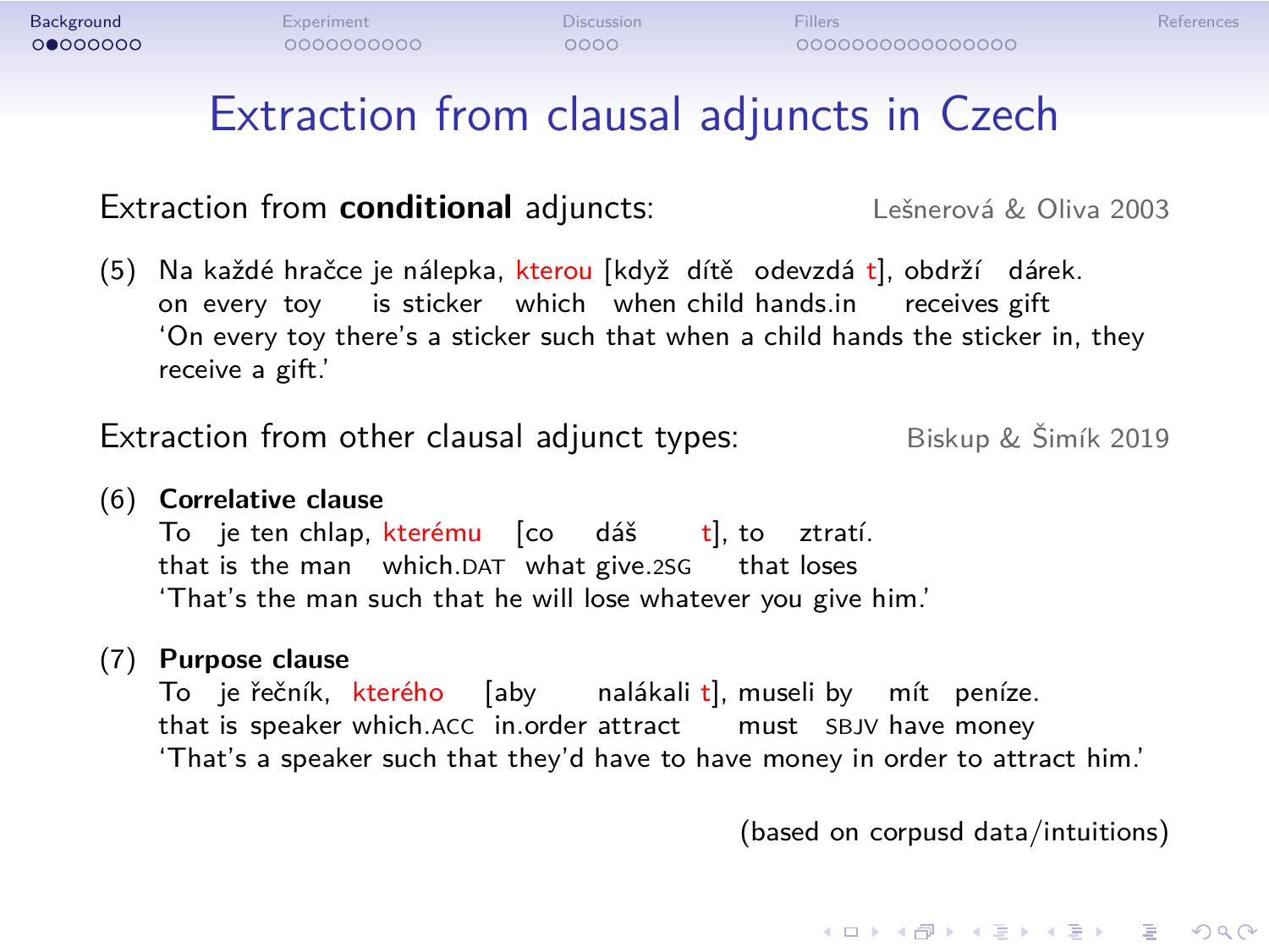# Extraction from clausal adjuncts in Czech

Extraction from **conditional** adjuncts: Lešnerová & Oliva 2003

(5) Na každé hračce je nálepka, kterou [když dítě odevzdá t], obdrží dárek.
on every toy is sticker which when child hands.in receives gift
'On every toy there's a sticker such that when a child hands the sticker in, they receive a gift.'

Extraction from other clausal adjunct types: Biskup & Šimík 2019

(6) **Correlative clause**
To je ten chlap, kterému [co dáš t], to ztratí.
that is the man which.DAT what give.2SG that loses
'That's the man such that he will lose whatever you give him.'

(7) **Purpose clause**
To je řečník, kterého [aby nalákali t], museli by mít peníze.
that is speaker which.ACC in.order attract must SBJV have money
'That's a speaker such that they'd have to have money in order to attract him.'

(based on corpusd data/intuitions)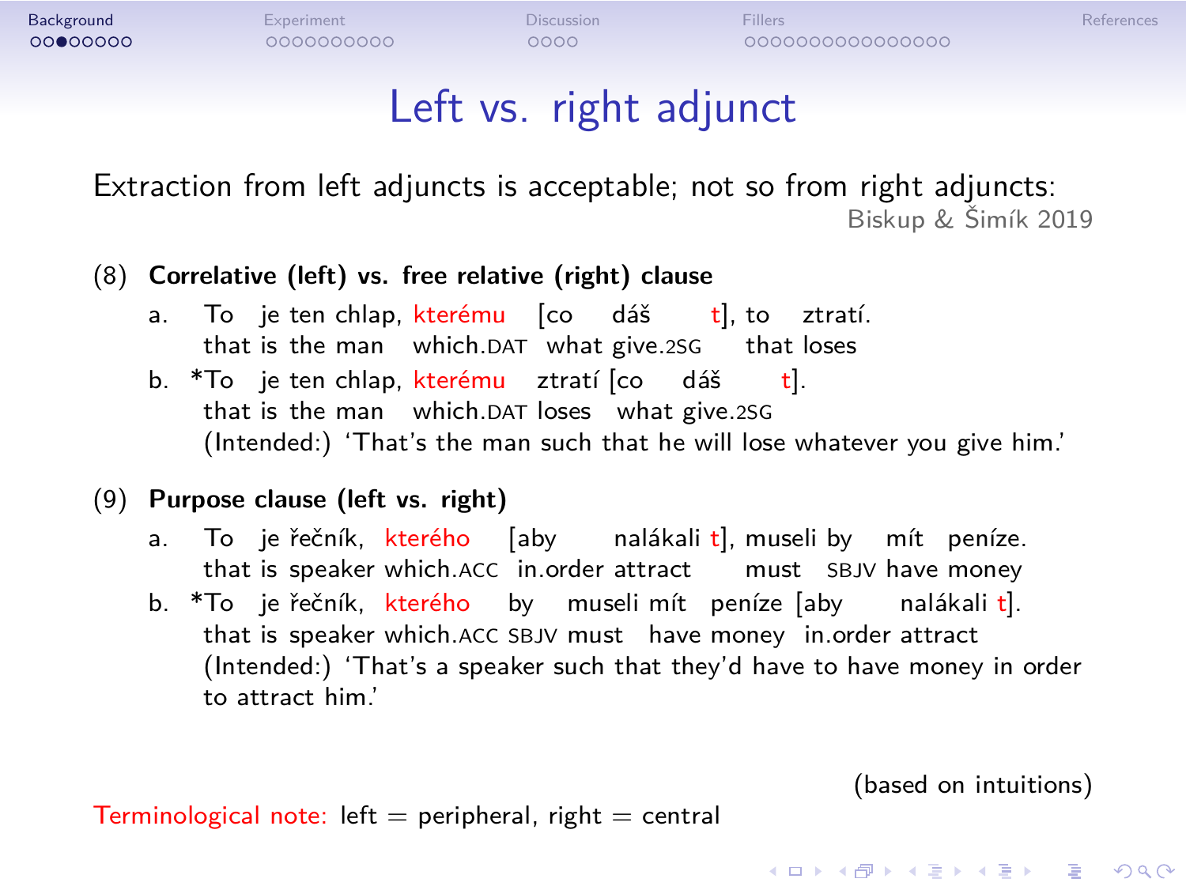# Left vs. right adjunct

Extraction from left adjuncts is acceptable; not so from right adjuncts:

Biskup & Šimík 2019

(8) **Correlative (left) vs. free relative (right) clause**

a. To je ten chlap, kterému [co dáš t], to ztratí.
   that is the man which.DAT what give.2SG that loses

b. *To je ten chlap, kterému ztratí [co dáš t].
   that is the man which.DAT loses what give.2SG
   (Intended:) 'That's the man such that he will lose whatever you give him.'

(9) **Purpose clause (left vs. right)**

a. To je řečník, kterého [aby nalákali t], museli by mít peníze.
   that is speaker which.ACC in.order attract must SBJV have money

b. *To je řečník, kterého by museli mít peníze [aby nalákali t].
   that is speaker which.ACC SBJV must have money in.order attract
   (Intended:) 'That's a speaker such that they'd have to have money in order to attract him.'

(based on intuitions)

Terminological note: left = peripheral, right = central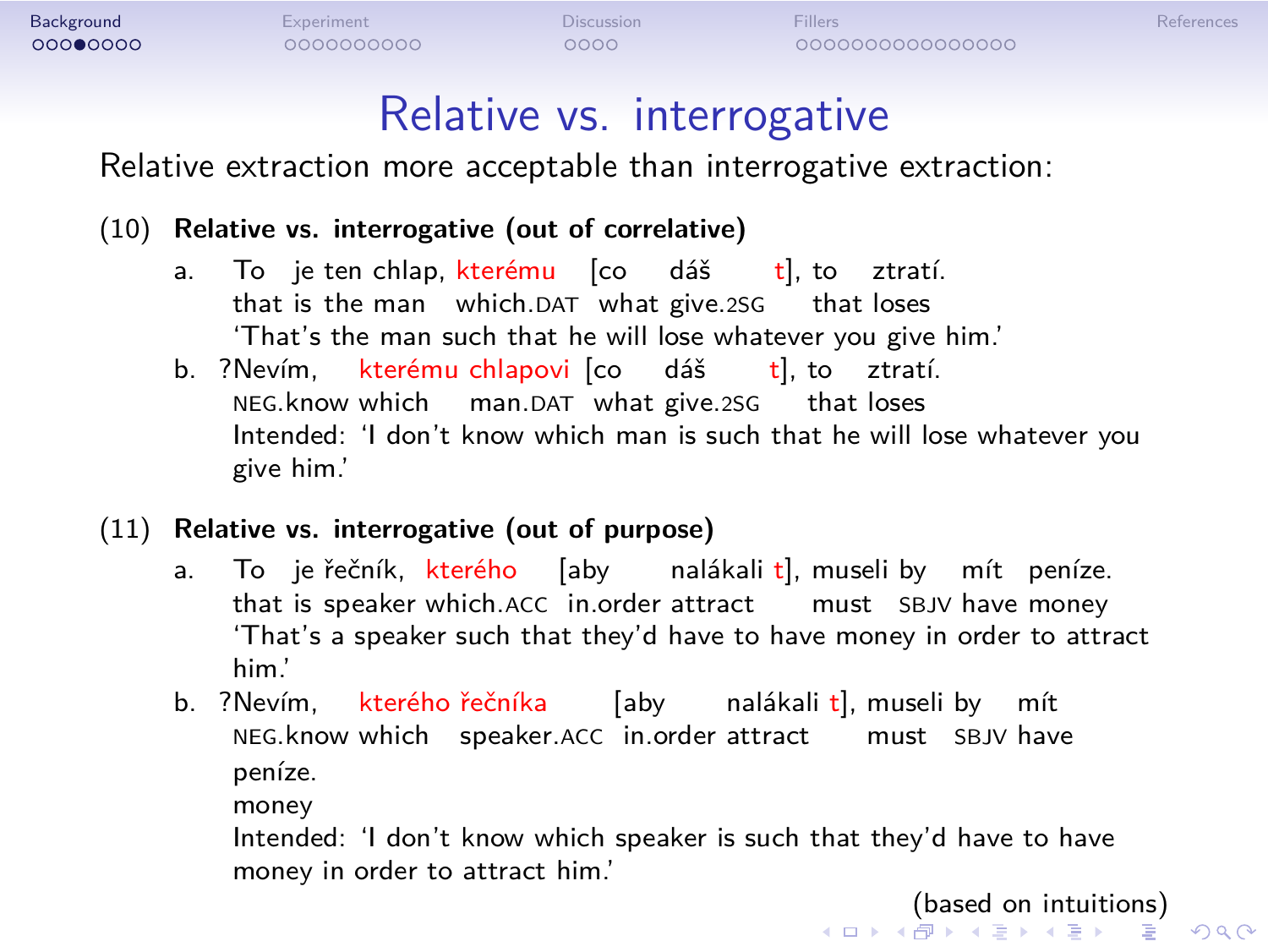# Relative vs. interrogative

Relative extraction more acceptable than interrogative extraction:

(10) **Relative vs. interrogative (out of correlative)**

a. To je ten chlap, kterému [co dáš t], to ztratí.
   that is the man which.DAT what give.2SG that loses
   'That's the man such that he will lose whatever you give him.'

b. ?Nevím, kterému chlapovi [co dáš t], to ztratí.
   NEG.know which man.DAT what give.2SG that loses
   Intended: 'I don't know which man is such that he will lose whatever you give him.'

(11) **Relative vs. interrogative (out of purpose)**

a. To je řečník, kterého [aby nalákali t], museli by mít peníze.
   that is speaker which.ACC in.order attract must SBJV have money
   'That's a speaker such that they'd have to have money in order to attract him.'

b. ?Nevím, kterého řečníka [aby nalákali t], museli by mít peníze.
   NEG.know which speaker.ACC in.order attract must SBJV have money
   Intended: 'I don't know which speaker is such that they'd have to have money in order to attract him.'

(based on intuitions)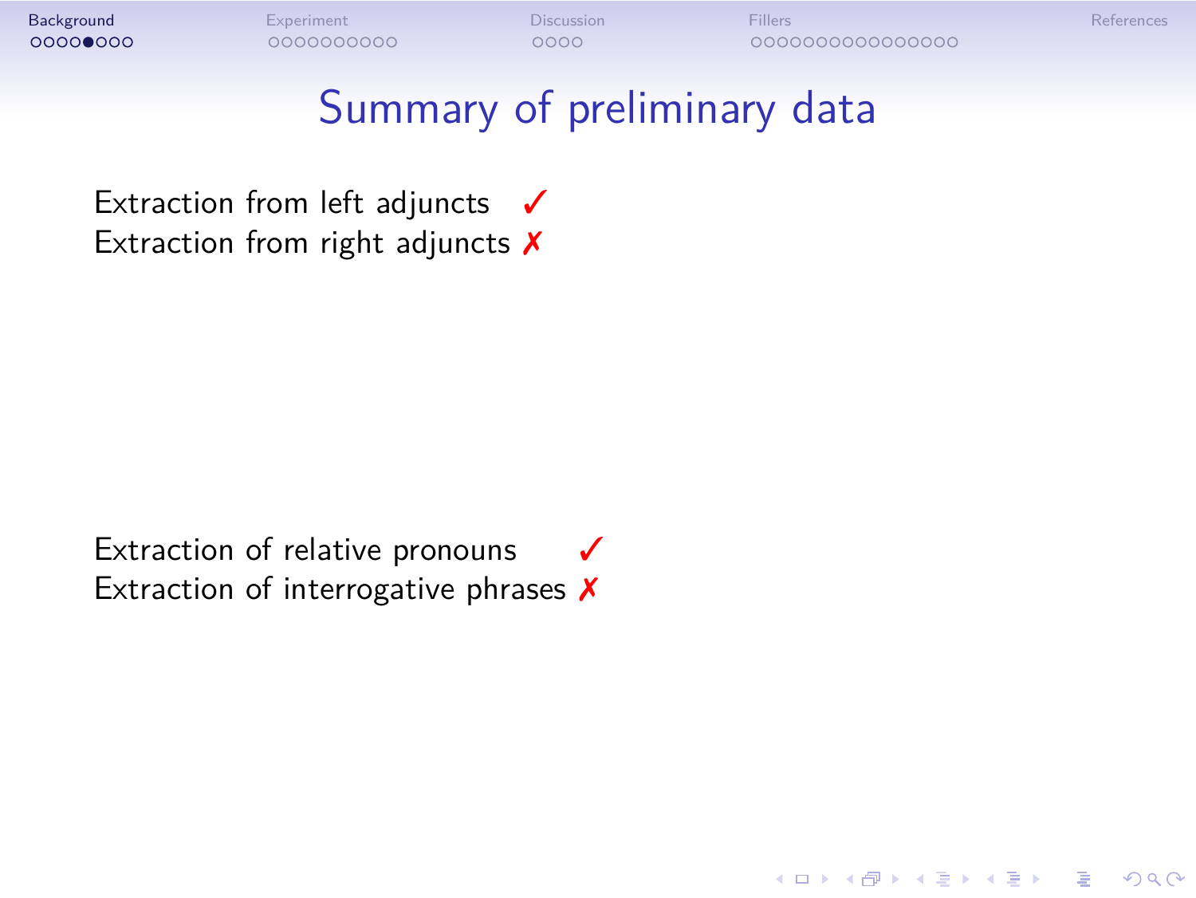# Summary of preliminary data

Extraction from left adjuncts ✓
Extraction from right adjuncts ✗

Extraction of relative pronouns ✓
Extraction of interrogative phrases ✗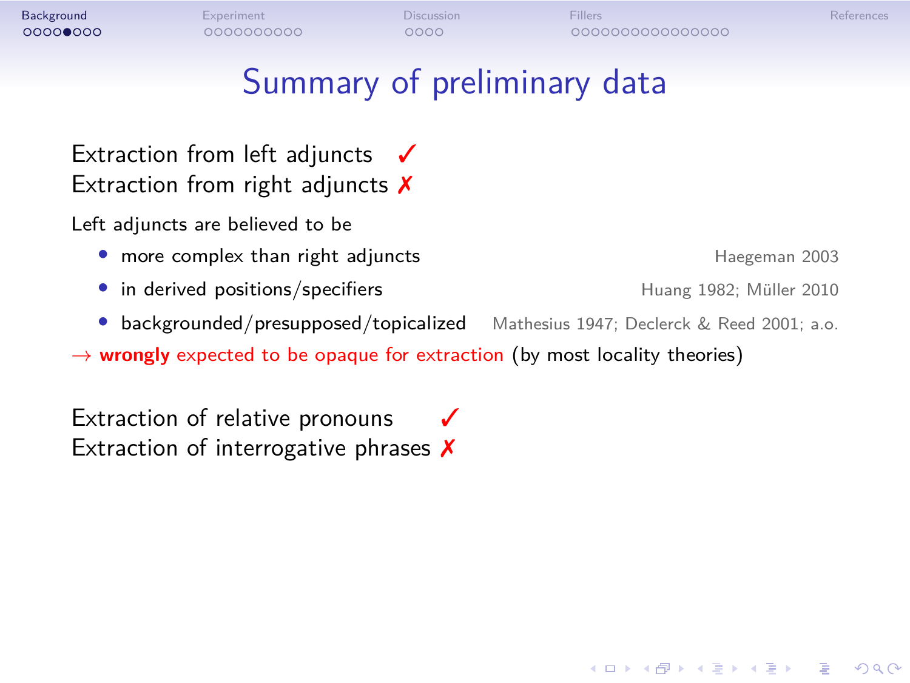# Summary of preliminary data

Extraction from left adjuncts ✓
Extraction from right adjuncts ✗

Left adjuncts are believed to be

- more complex than right adjuncts — Haegeman 2003
- in derived positions/specifiers — Huang 1982; Müller 2010
- backgrounded/presupposed/topicalized — Mathesius 1947; Declerck & Reed 2001; a.o.

→ **wrongly** expected to be opaque for extraction (by most locality theories)

Extraction of relative pronouns ✓
Extraction of interrogative phrases ✗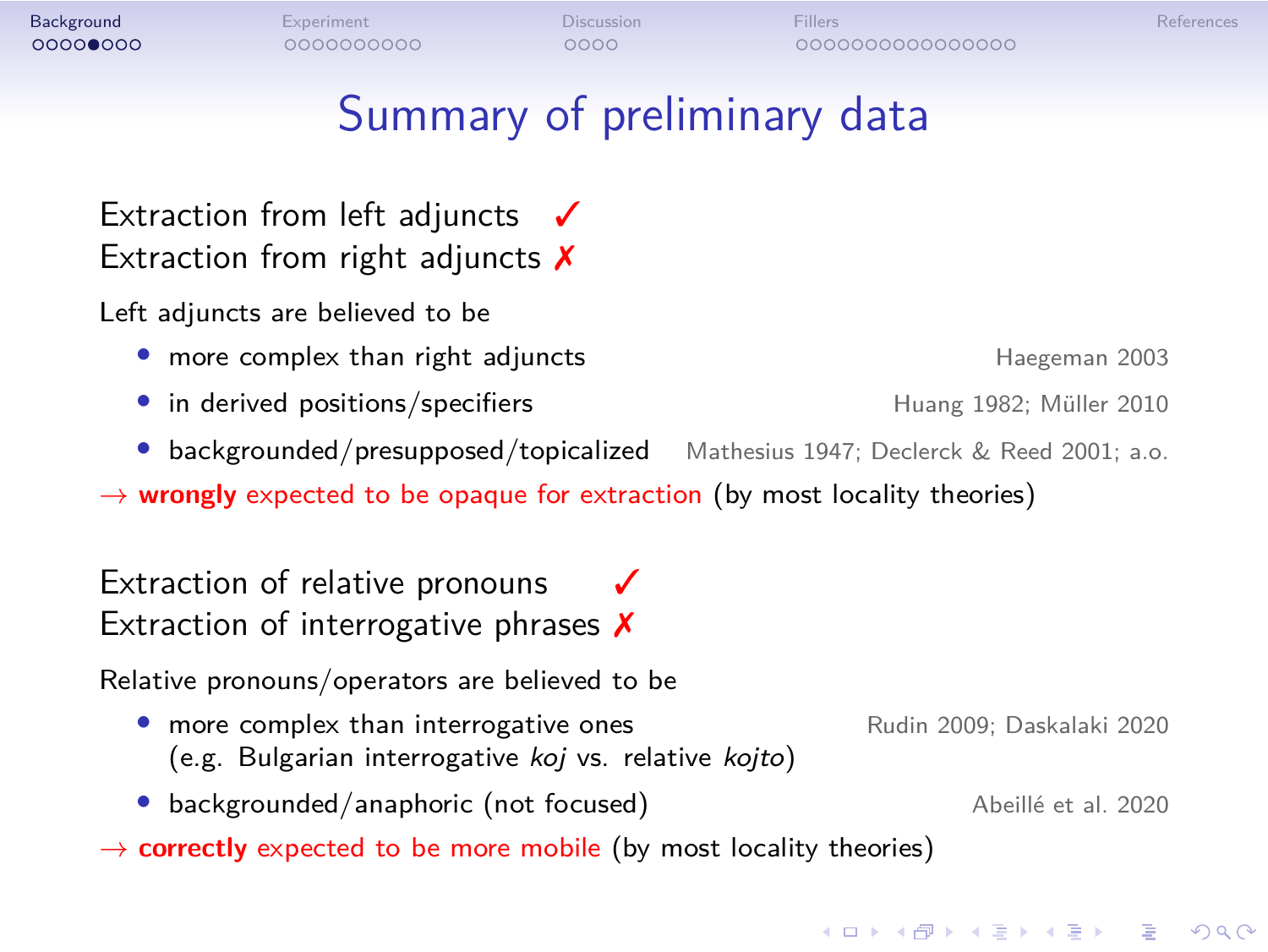# Summary of preliminary data

Extraction from left adjuncts ✓
Extraction from right adjuncts ✗

Left adjuncts are believed to be

- more complex than right adjuncts — Haegeman 2003
- in derived positions/specifiers — Huang 1982; Müller 2010
- backgrounded/presupposed/topicalized — Mathesius 1947; Declerck & Reed 2001; a.o.

→ **wrongly** expected to be opaque for extraction (by most locality theories)

Extraction of relative pronouns ✓
Extraction of interrogative phrases ✗

Relative pronouns/operators are believed to be

- more complex than interrogative ones — Rudin 2009; Daskalaki 2020
  (e.g. Bulgarian interrogative *koj* vs. relative *kojto*)
- backgrounded/anaphoric (not focused) — Abeillé et al. 2020

→ **correctly** expected to be more mobile (by most locality theories)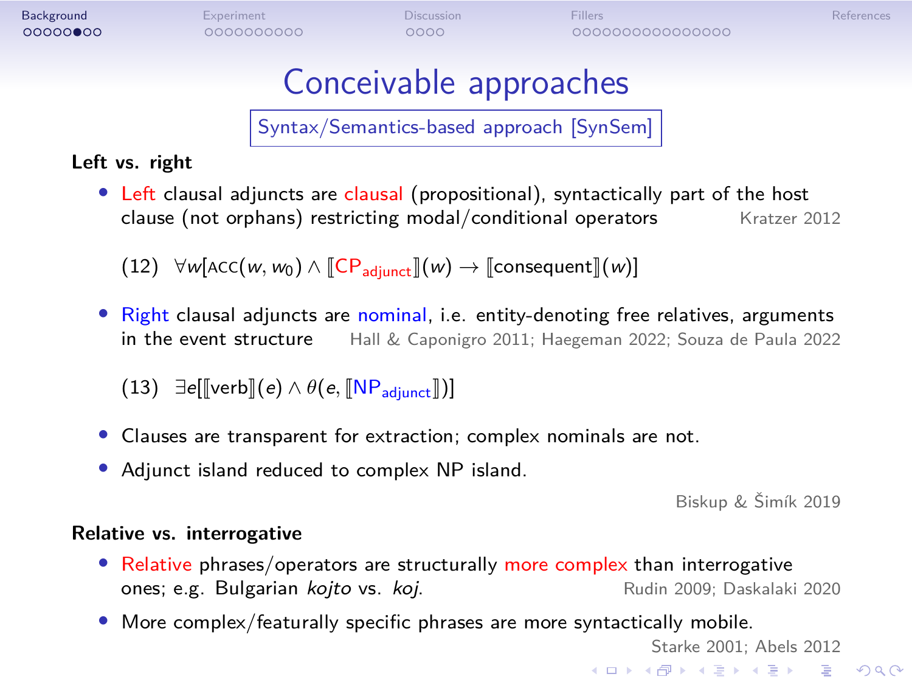# Conceivable approaches

Syntax/Semantics-based approach [SynSem]

**Left vs. right**

- Left clausal adjuncts are clausal (propositional), syntactically part of the host clause (not orphans) restricting modal/conditional operators — Kratzer 2012

  (12) $\forall w[\textsc{acc}(w, w_0) \wedge [\![\text{CP}_{\text{adjunct}}]\!](w) \rightarrow [\![\text{consequent}]\!](w)]$

- Right clausal adjuncts are nominal, i.e. entity-denoting free relatives, arguments in the event structure — Hall & Caponigro 2011; Haegeman 2022; Souza de Paula 2022

  (13) $\exists e[[\![\text{verb}]\!](e) \wedge \theta(e, [\![\text{NP}_{\text{adjunct}}]\!])]$

- Clauses are transparent for extraction; complex nominals are not.
- Adjunct island reduced to complex NP island.

Biskup & Šimík 2019

**Relative vs. interrogative**

- Relative phrases/operators are structurally more complex than interrogative ones; e.g. Bulgarian *kojto* vs. *koj*. — Rudin 2009; Daskalaki 2020
- More complex/featurally specific phrases are more syntactically mobile.

Starke 2001; Abels 2012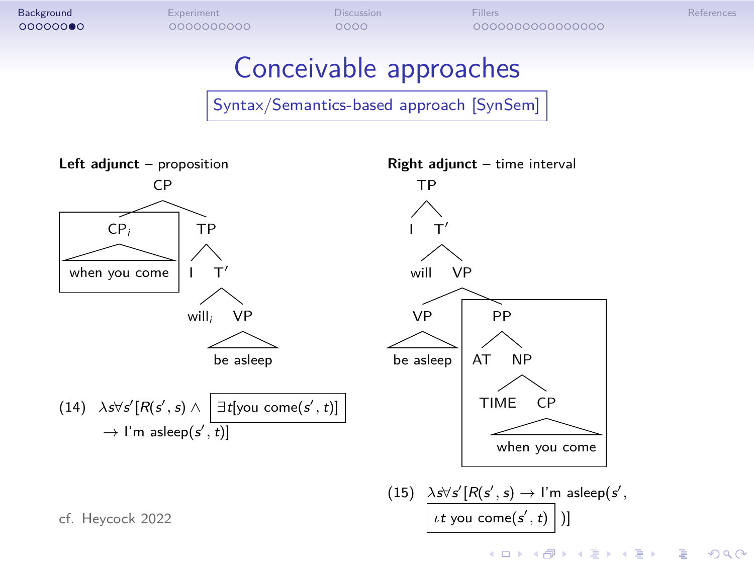# Conceivable approaches

Syntax/Semantics-based approach [SynSem]

**Left adjunct** – proposition

```
CP
├── [CP_i: when you come]
└── TP
    ├── I
    └── T'
        ├── will_i
        └── VP: be asleep
```

(14) $\lambda s \forall s'[R(s', s) \wedge \boxed{\exists t[\text{you come}(s', t)]} \rightarrow \text{I'm asleep}(s', t)]$

**Right adjunct** – time interval

```
TP
├── I
└── T'
    ├── will
    └── VP
        ├── VP: be asleep
        └── [PP
             ├── AT
             └── NP
                 ├── TIME
                 └── CP: when you come]
```

(15) $\lambda s \forall s'[R(s', s) \rightarrow \text{I'm asleep}(s', \boxed{\iota t \text{ you come}(s', t)})]$

cf. Heycock 2022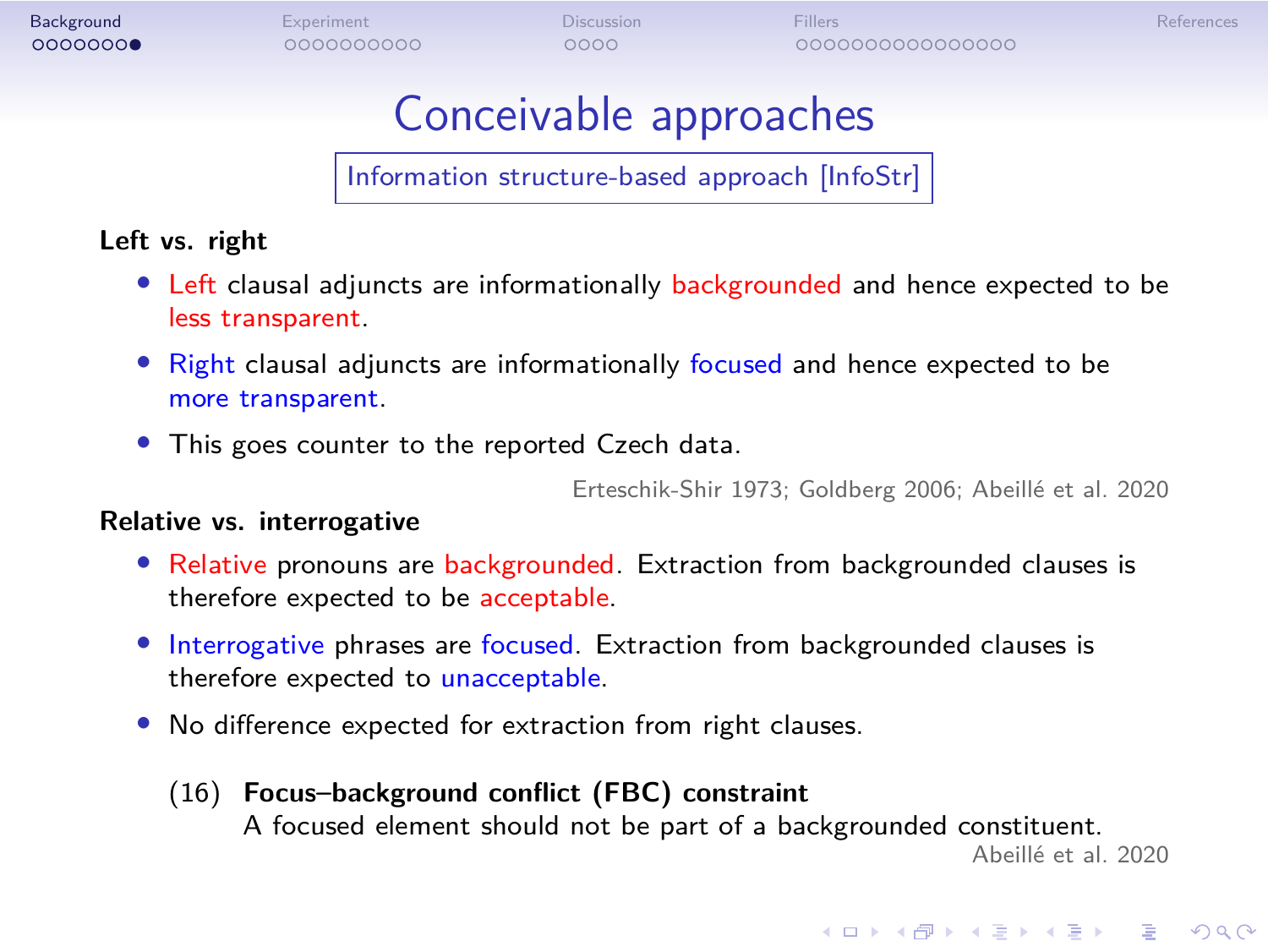# Conceivable approaches

Information structure-based approach [InfoStr]

**Left vs. right**

- Left clausal adjuncts are informationally backgrounded and hence expected to be less transparent.
- Right clausal adjuncts are informationally focused and hence expected to be more transparent.
- This goes counter to the reported Czech data.

Erteschik-Shir 1973; Goldberg 2006; Abeillé et al. 2020

**Relative vs. interrogative**

- Relative pronouns are backgrounded. Extraction from backgrounded clauses is therefore expected to be acceptable.
- Interrogative phrases are focused. Extraction from backgrounded clauses is therefore expected to unacceptable.
- No difference expected for extraction from right clauses.

(16) **Focus–background conflict (FBC) constraint**
A focused element should not be part of a backgrounded constituent.
Abeillé et al. 2020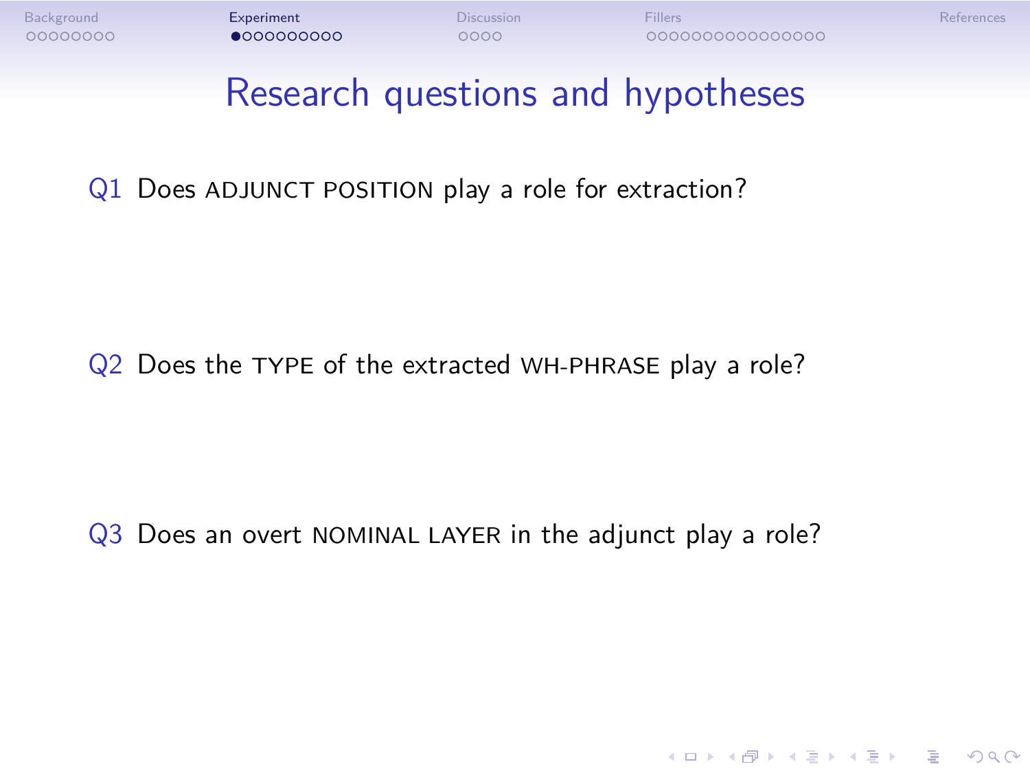# Research questions and hypotheses

Q1 Does ADJUNCT POSITION play a role for extraction?

Q2 Does the TYPE of the extracted WH-PHRASE play a role?

Q3 Does an overt NOMINAL LAYER in the adjunct play a role?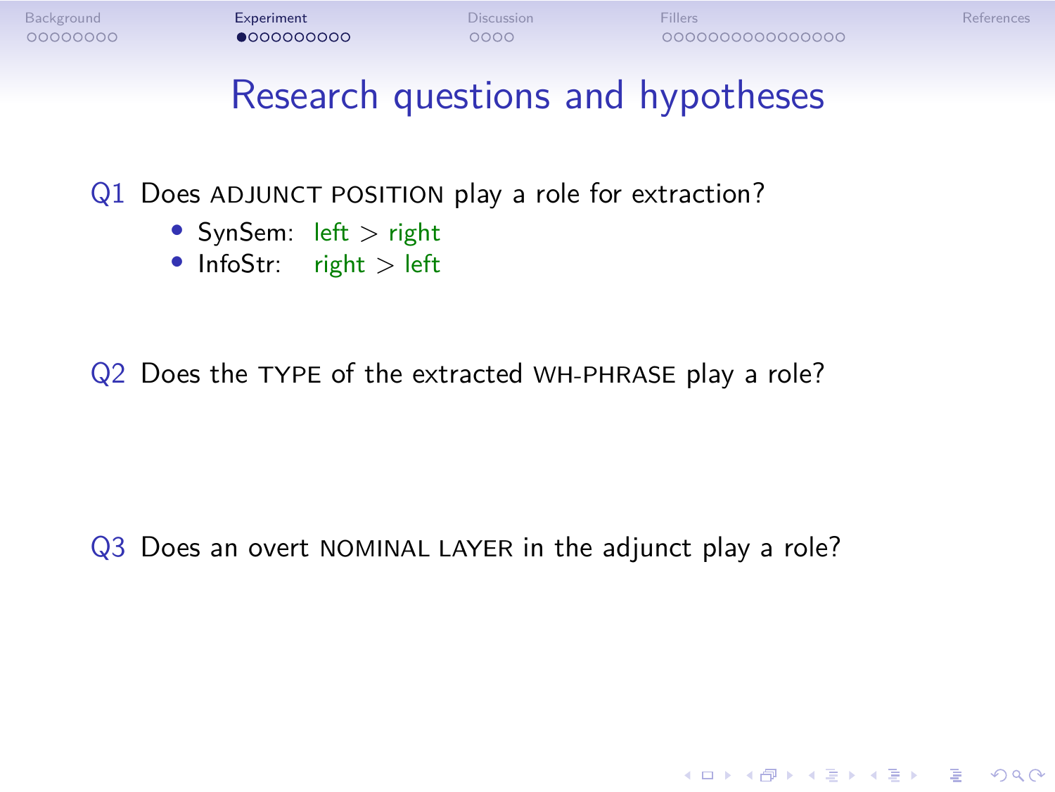# Research questions and hypotheses

Q1 Does ADJUNCT POSITION play a role for extraction?

- SynSem: left > right
- InfoStr: right > left

Q2 Does the TYPE of the extracted WH-PHRASE play a role?

Q3 Does an overt NOMINAL LAYER in the adjunct play a role?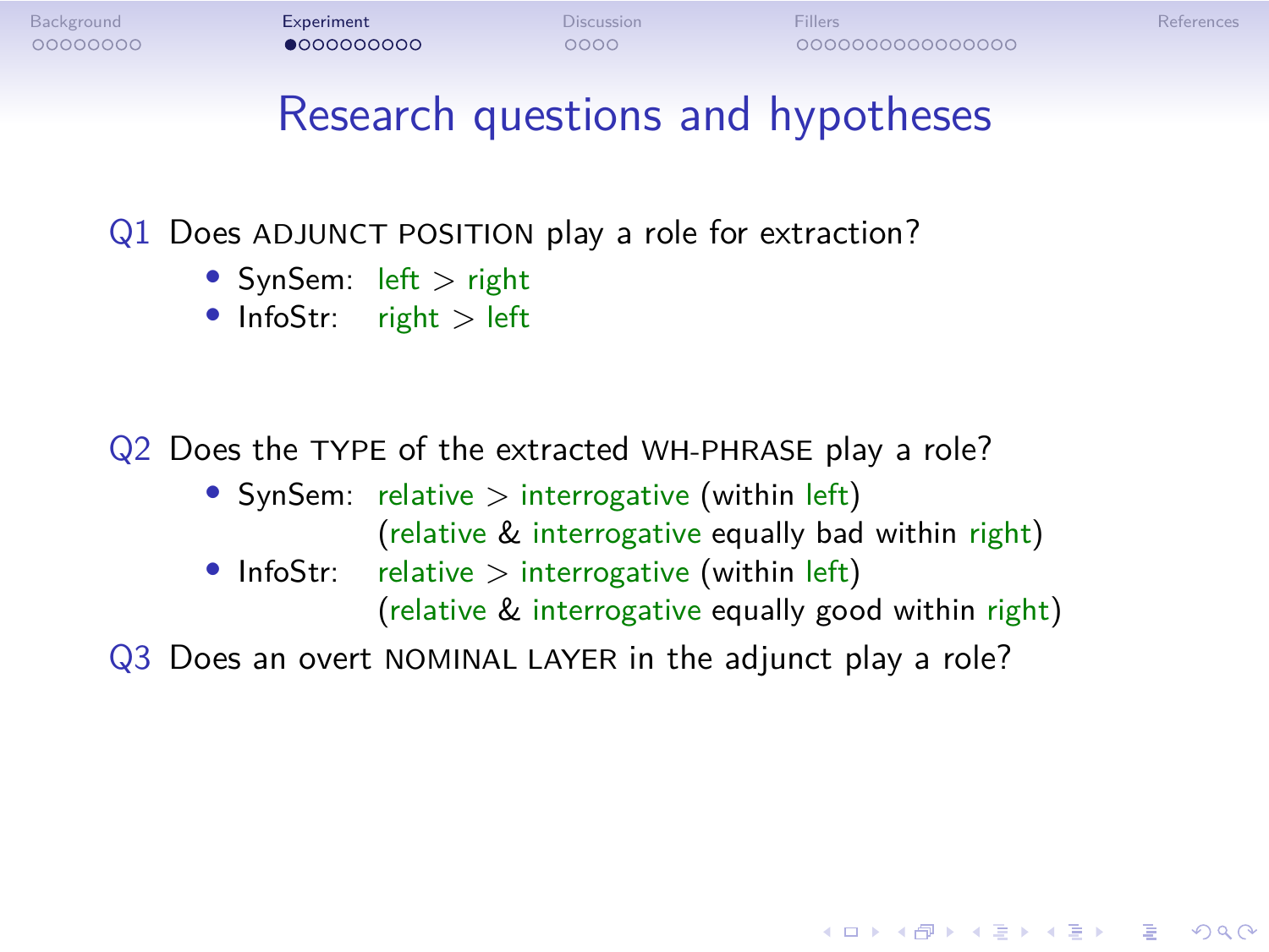# Research questions and hypotheses

Q1 Does ADJUNCT POSITION play a role for extraction?

- SynSem: left > right
- InfoStr: right > left

Q2 Does the TYPE of the extracted WH-PHRASE play a role?

- SynSem: relative > interrogative (within left)
  (relative & interrogative equally bad within right)
- InfoStr: relative > interrogative (within left)
  (relative & interrogative equally good within right)

Q3 Does an overt NOMINAL LAYER in the adjunct play a role?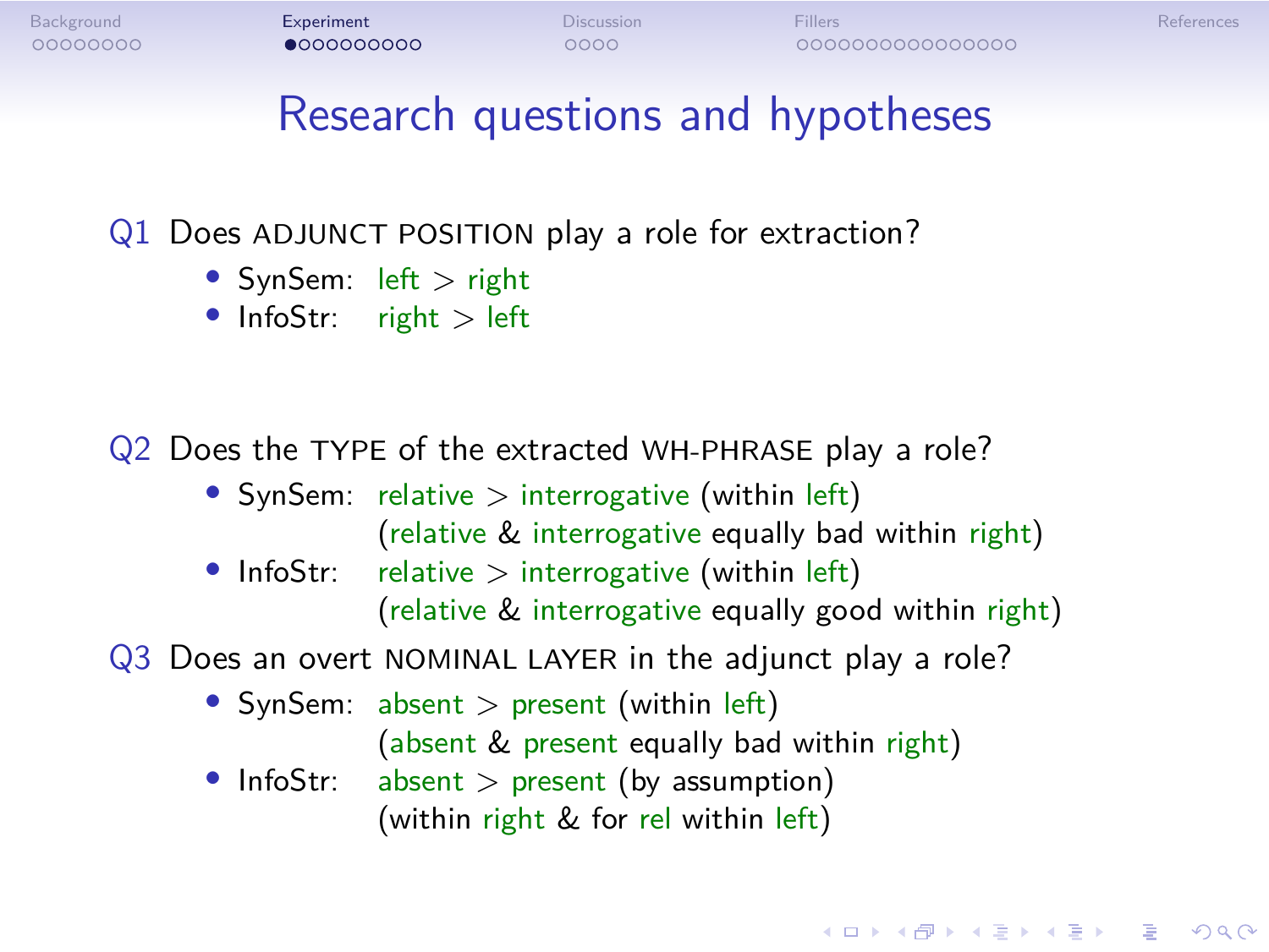# Research questions and hypotheses

Q1 Does ADJUNCT POSITION play a role for extraction?

- SynSem: left > right
- InfoStr: right > left

Q2 Does the TYPE of the extracted WH-PHRASE play a role?

- SynSem: relative > interrogative (within left)
  (relative & interrogative equally bad within right)
- InfoStr: relative > interrogative (within left)
  (relative & interrogative equally good within right)

Q3 Does an overt NOMINAL LAYER in the adjunct play a role?

- SynSem: absent > present (within left)
  (absent & present equally bad within right)
- InfoStr: absent > present (by assumption)
  (within right & for rel within left)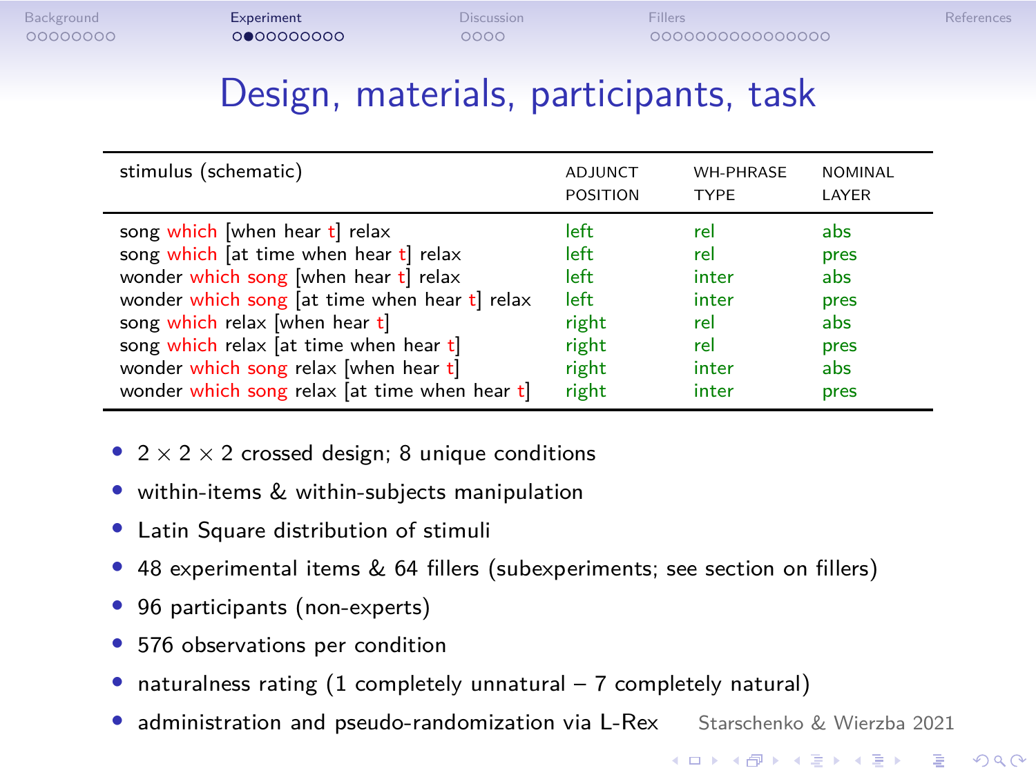# Design, materials, participants, task

| stimulus (schematic) | ADJUNCT POSITION | WH-PHRASE TYPE | NOMINAL LAYER |
|---|---|---|---|
| song which [when hear t] relax | left | rel | abs |
| song which [at time when hear t] relax | left | rel | pres |
| wonder which song [when hear t] relax | left | inter | abs |
| wonder which song [at time when hear t] relax | left | inter | pres |
| song which relax [when hear t] | right | rel | abs |
| song which relax [at time when hear t] | right | rel | pres |
| wonder which song relax [when hear t] | right | inter | abs |
| wonder which song relax [at time when hear t] | right | inter | pres |

- $2 \times 2 \times 2$ crossed design; 8 unique conditions
- within-items & within-subjects manipulation
- Latin Square distribution of stimuli
- 48 experimental items & 64 fillers (subexperiments; see section on fillers)
- 96 participants (non-experts)
- 576 observations per condition
- naturalness rating (1 completely unnatural – 7 completely natural)
- administration and pseudo-randomization via L-Rex

Starschenko & Wierzba 2021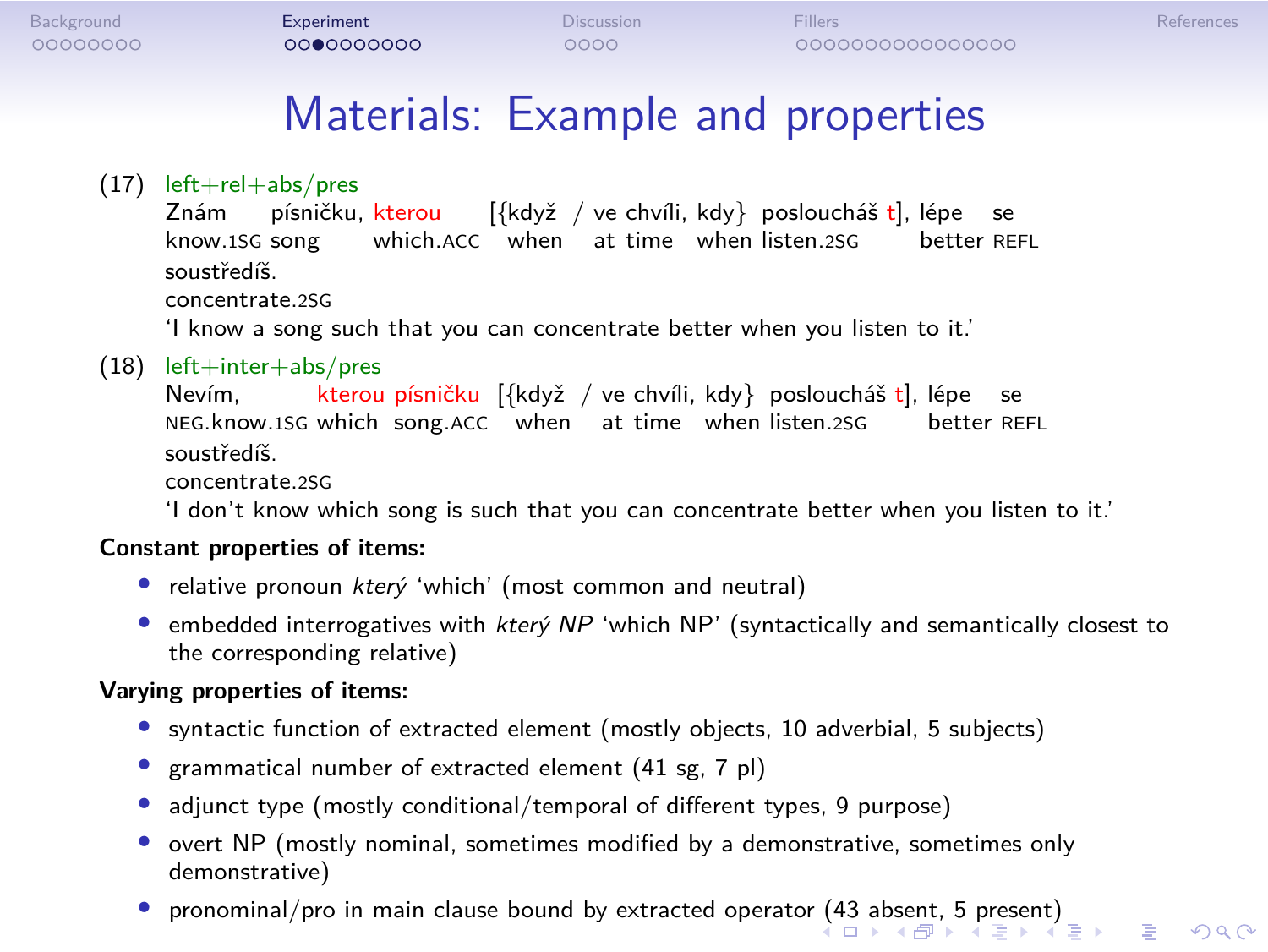# Materials: Example and properties

(17) left+rel+abs/pres

Znám písničku, kterou [{když / ve chvíli, kdy} posloucháš t], lépe se
know.1SG song which.ACC when at time when listen.2SG better REFL

soustředíš.
concentrate.2SG

'I know a song such that you can concentrate better when you listen to it.'

(18) left+inter+abs/pres

Nevím, kterou písničku [{když / ve chvíli, kdy} posloucháš t], lépe se
NEG.know.1SG which song.ACC when at time when listen.2SG better REFL

soustředíš.
concentrate.2SG

'I don't know which song is such that you can concentrate better when you listen to it.'

**Constant properties of items:**

- relative pronoun *který* 'which' (most common and neutral)
- embedded interrogatives with *který NP* 'which NP' (syntactically and semantically closest to the corresponding relative)

**Varying properties of items:**

- syntactic function of extracted element (mostly objects, 10 adverbial, 5 subjects)
- grammatical number of extracted element (41 sg, 7 pl)
- adjunct type (mostly conditional/temporal of different types, 9 purpose)
- overt NP (mostly nominal, sometimes modified by a demonstrative, sometimes only demonstrative)
- pronominal/pro in main clause bound by extracted operator (43 absent, 5 present)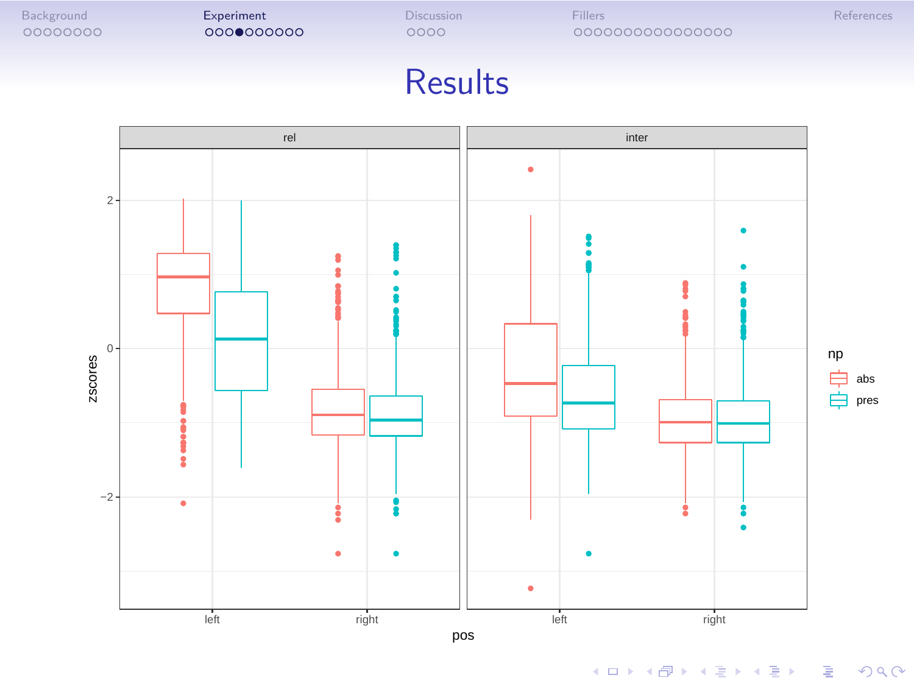# Results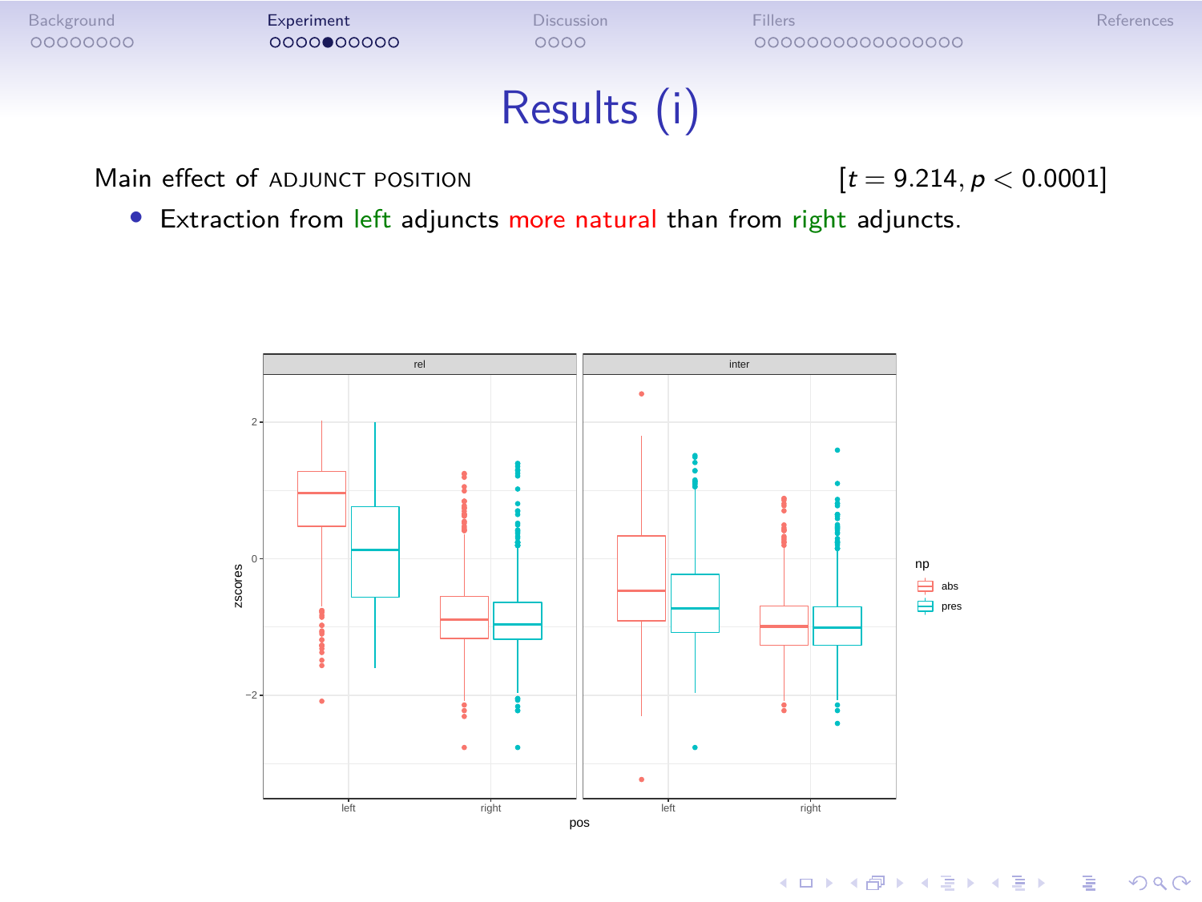# Results (i)

Main effect of ADJUNCT POSITION $[t = 9.214, p < 0.0001]$

- Extraction from left adjuncts more natural than from right adjuncts.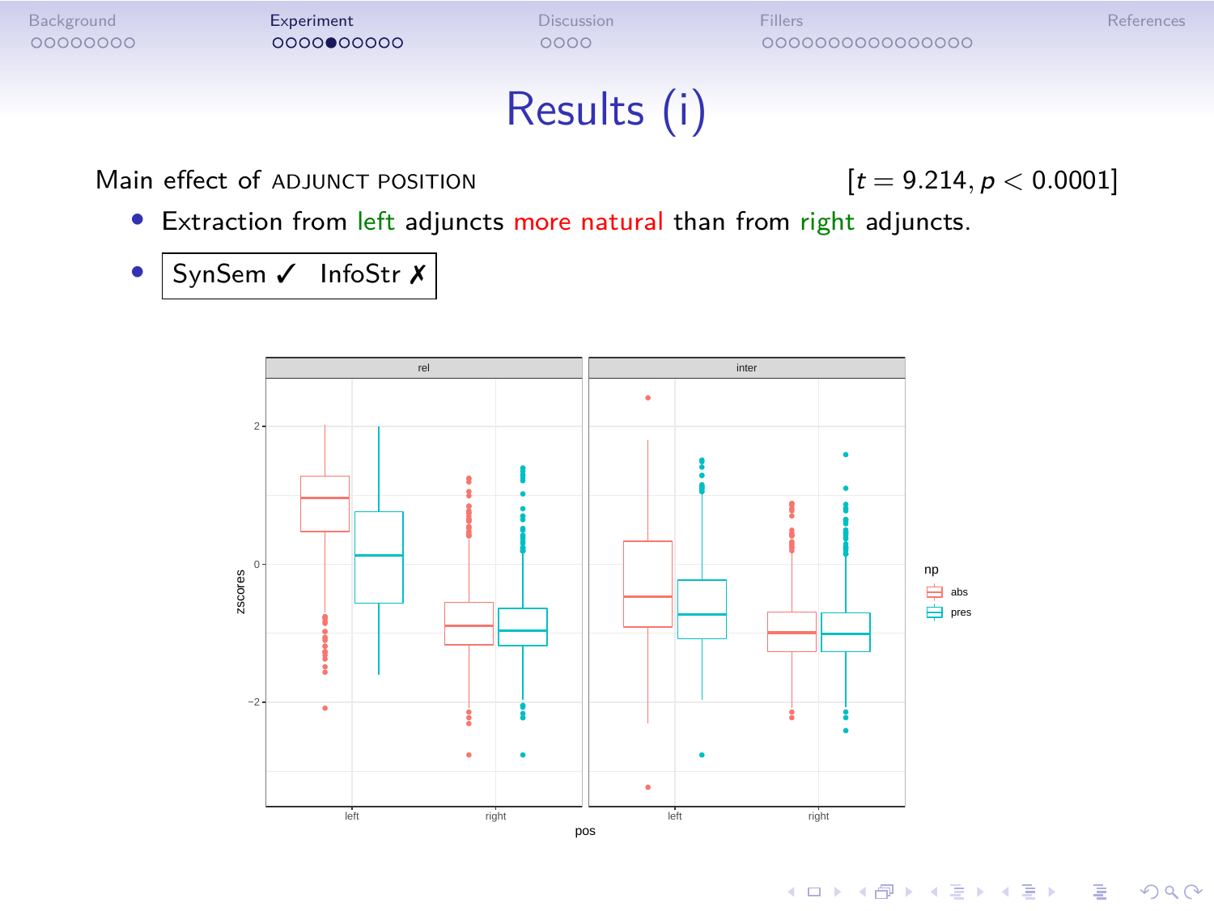# Results (i)

Main effect of ADJUNCT POSITION $[t = 9.214, p < 0.0001]$

- Extraction from left adjuncts more natural than from right adjuncts.
- SynSem ✓ InfoStr ✗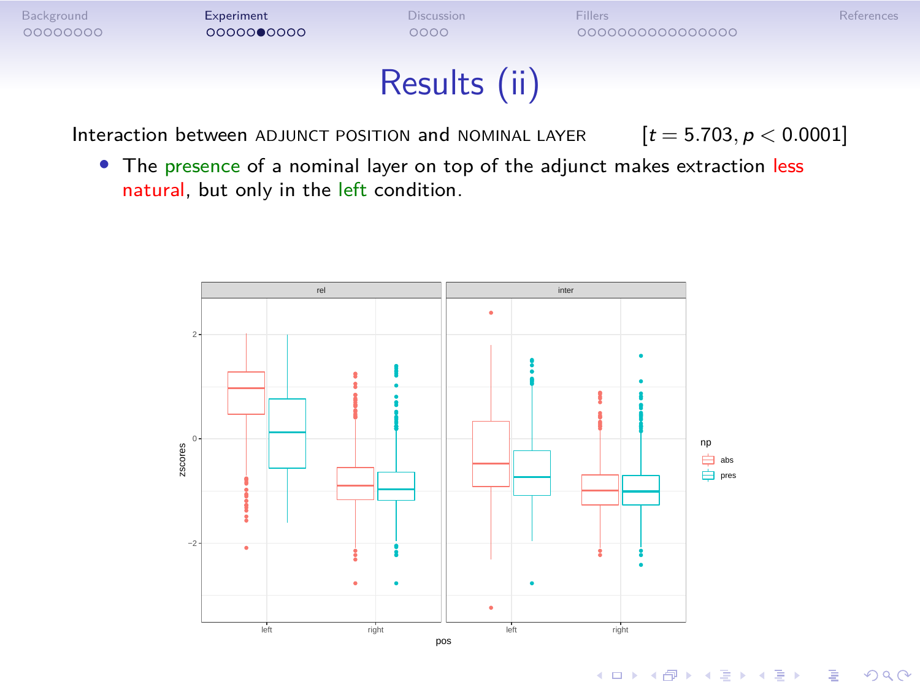# Results (ii)

Interaction between ADJUNCT POSITION and NOMINAL LAYER [$t = 5.703, p < 0.0001$]

- The presence of a nominal layer on top of the adjunct makes extraction less natural, but only in the left condition.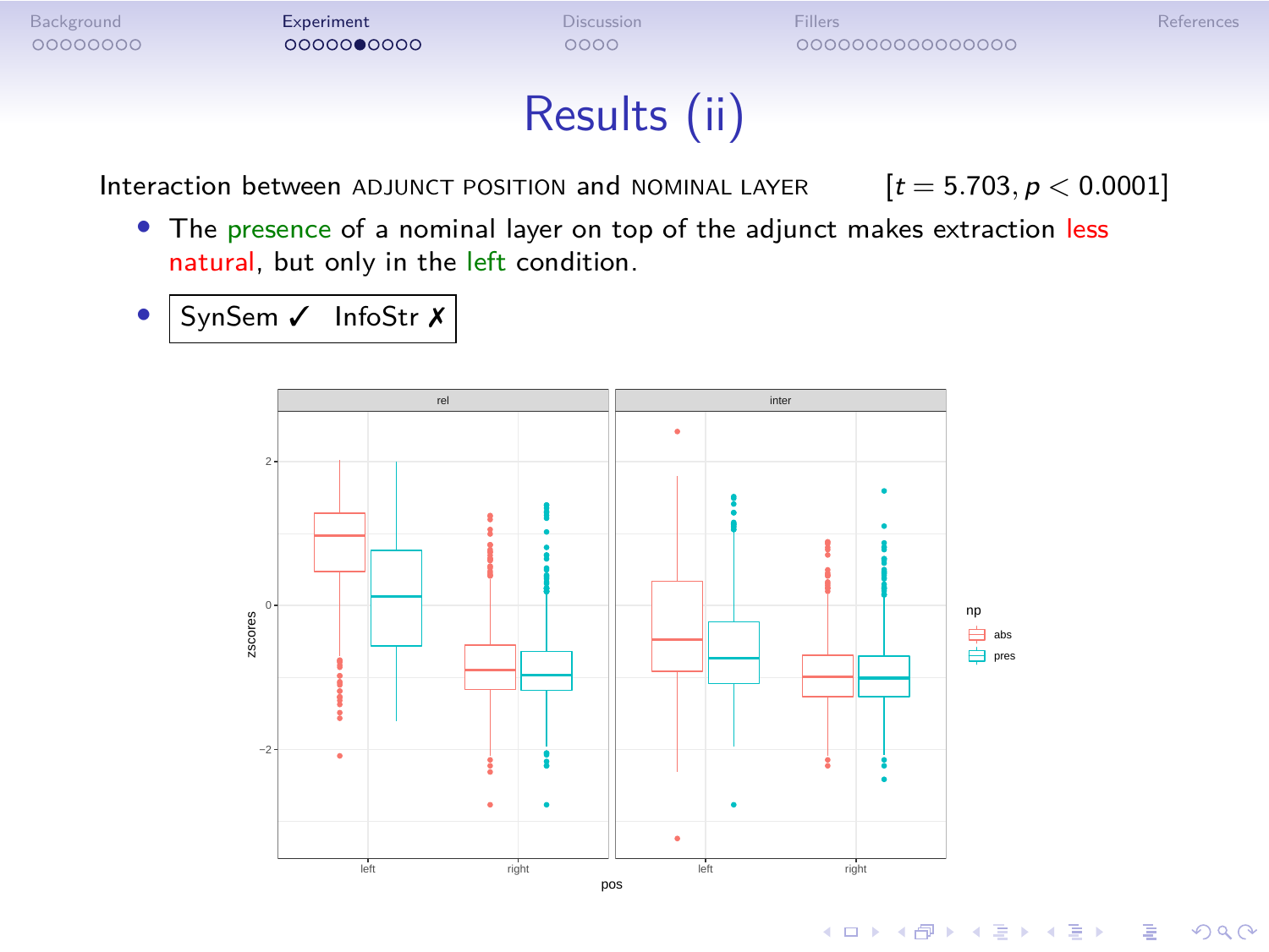# Results (ii)

Interaction between ADJUNCT POSITION and NOMINAL LAYER $[t = 5.703, p < 0.0001]$

- The presence of a nominal layer on top of the adjunct makes extraction less natural, but only in the left condition.
- SynSem ✓ InfoStr ✗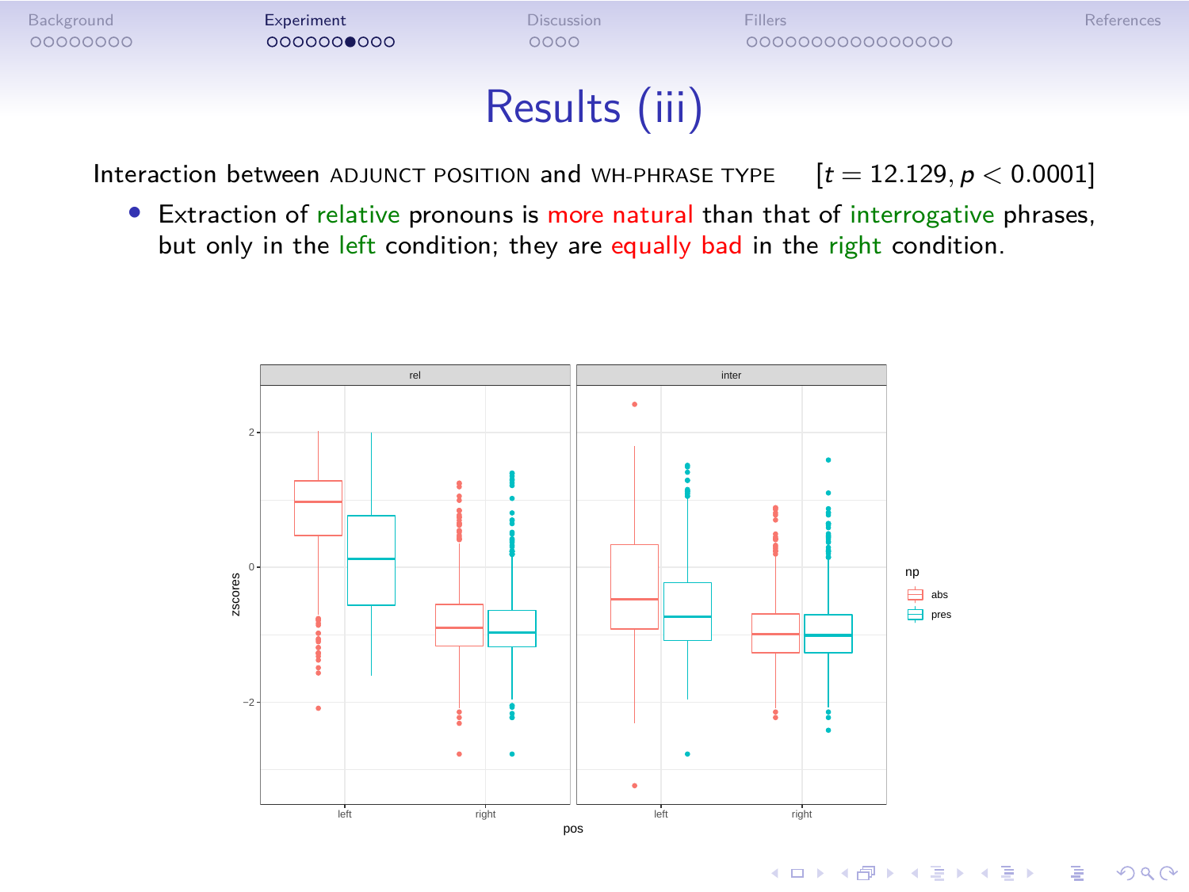# Results (iii)

Interaction between ADJUNCT POSITION and WH-PHRASE TYPE $[t = 12.129, p < 0.0001]$

- Extraction of relative pronouns is more natural than that of interrogative phrases, but only in the left condition; they are equally bad in the right condition.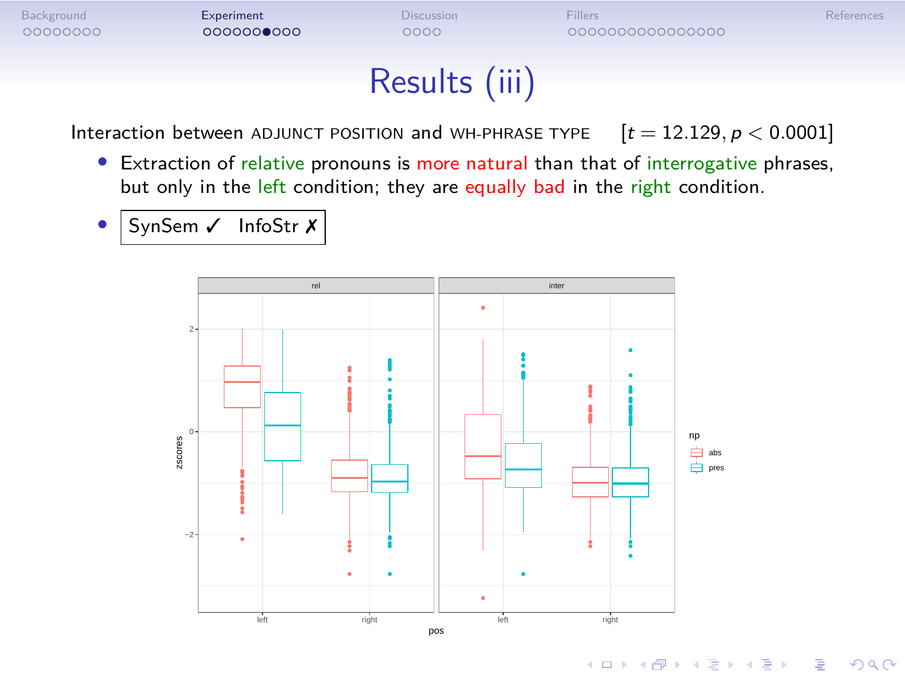# Results (iii)

Interaction between ADJUNCT POSITION and WH-PHRASE TYPE [$t = 12.129, p < 0.0001$]

- Extraction of relative pronouns is more natural than that of interrogative phrases, but only in the left condition; they are equally bad in the right condition.
- SynSem ✓ InfoStr ✗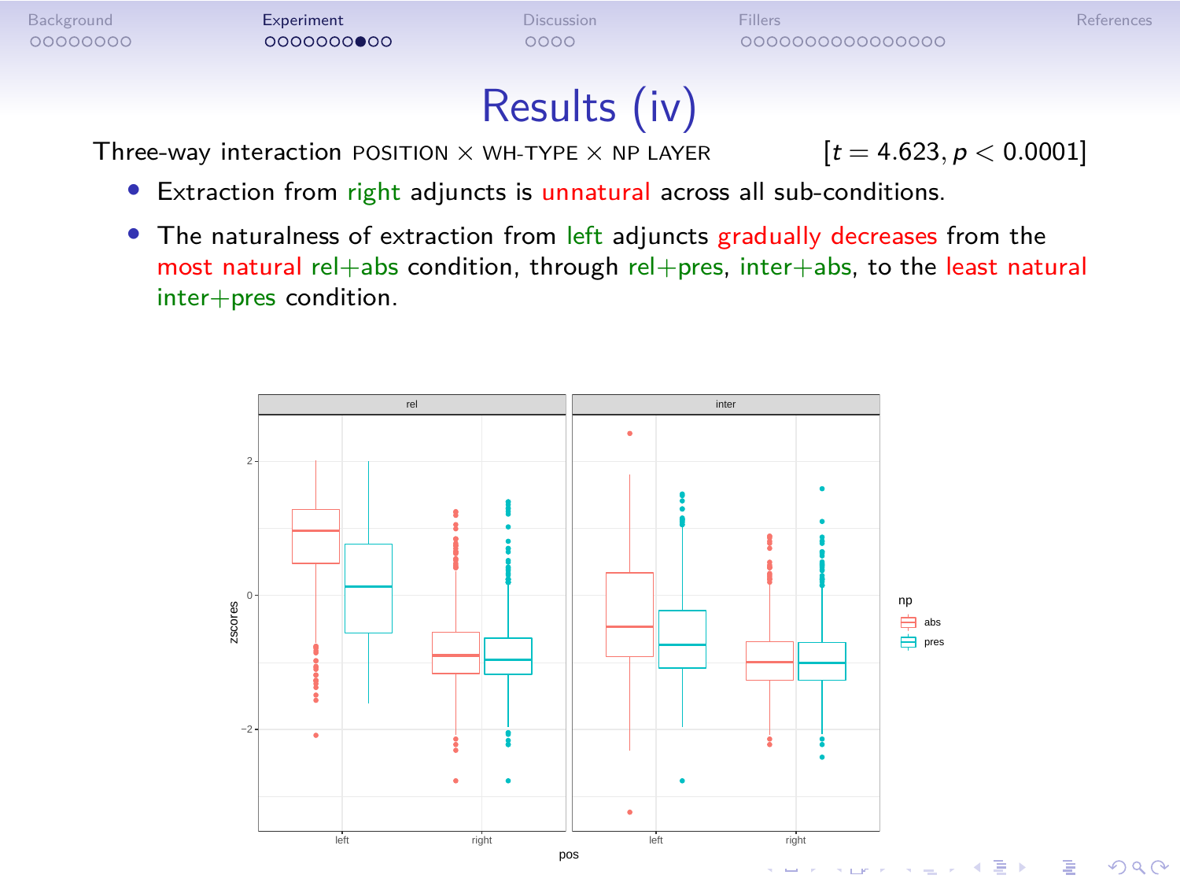# Results (iv)

Three-way interaction POSITION × WH-TYPE × NP LAYER [$t = 4.623, p < 0.0001$]

- Extraction from right adjuncts is unnatural across all sub-conditions.
- The naturalness of extraction from left adjuncts gradually decreases from the most natural rel+abs condition, through rel+pres, inter+abs, to the least natural inter+pres condition.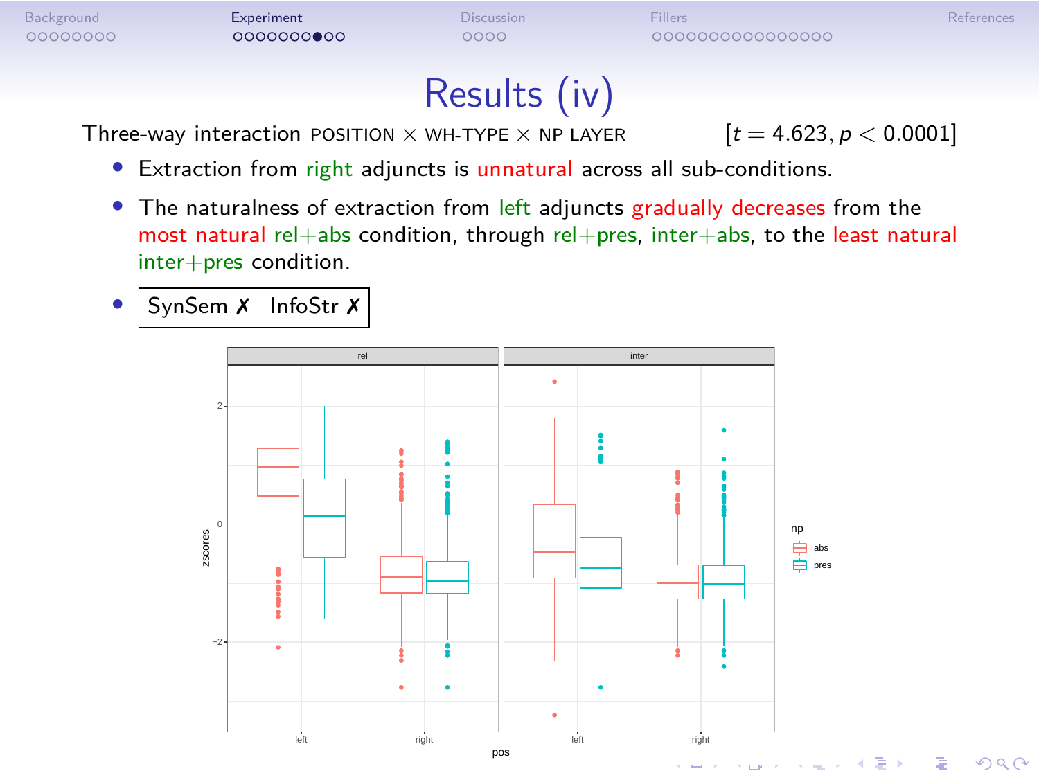# Results (iv)

Three-way interaction POSITION × WH-TYPE × NP LAYER [$t = 4.623, p < 0.0001$]

- Extraction from right adjuncts is unnatural across all sub-conditions.
- The naturalness of extraction from left adjuncts gradually decreases from the most natural rel+abs condition, through rel+pres, inter+abs, to the least natural inter+pres condition.
- SynSem ✗ InfoStr ✗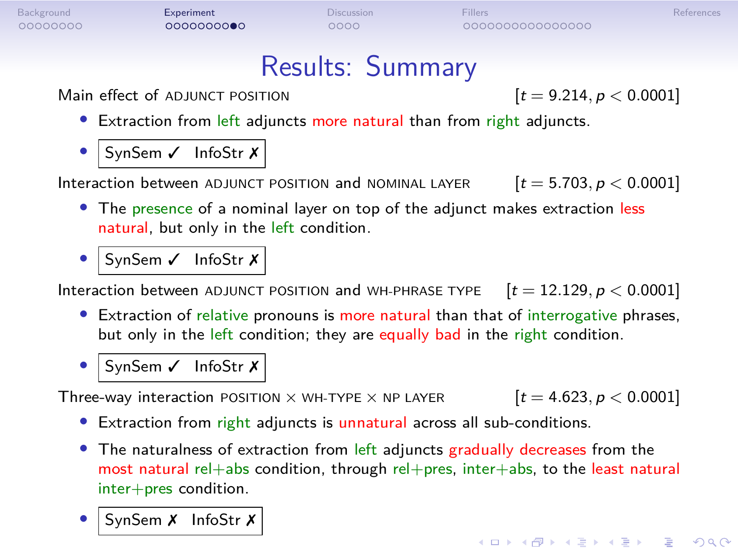# Results: Summary

Main effect of ADJUNCT POSITION [$t = 9.214, p < 0.0001$]

- Extraction from left adjuncts more natural than from right adjuncts.
- SynSem ✓ InfoStr ✗

Interaction between ADJUNCT POSITION and NOMINAL LAYER [$t = 5.703, p < 0.0001$]

- The presence of a nominal layer on top of the adjunct makes extraction less natural, but only in the left condition.
- SynSem ✓ InfoStr ✗

Interaction between ADJUNCT POSITION and WH-PHRASE TYPE [$t = 12.129, p < 0.0001$]

- Extraction of relative pronouns is more natural than that of interrogative phrases, but only in the left condition; they are equally bad in the right condition.
- SynSem ✓ InfoStr ✗

Three-way interaction POSITION × WH-TYPE × NP LAYER [$t = 4.623, p < 0.0001$]

- Extraction from right adjuncts is unnatural across all sub-conditions.
- The naturalness of extraction from left adjuncts gradually decreases from the most natural rel+abs condition, through rel+pres, inter+abs, to the least natural inter+pres condition.
- SynSem ✗ InfoStr ✗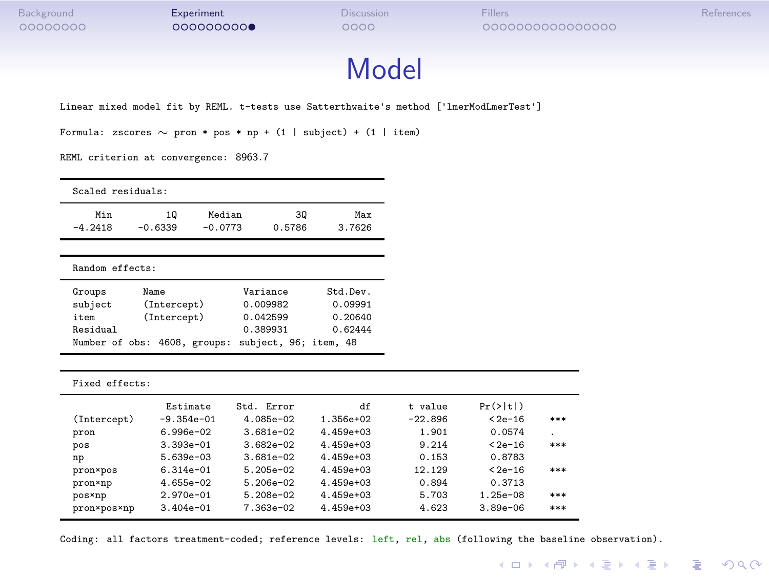# Model

Linear mixed model fit by REML. t-tests use Satterthwaite's method ['lmerModLmerTest']

Formula: zscores ∼ pron * pos * np + (1 | subject) + (1 | item)

REML criterion at convergence: 8963.7

Scaled residuals:

| Min | 1Q | Median | 3Q | Max |
|---|---|---|---|---|
| -4.2418 | -0.6339 | -0.0773 | 0.5786 | 3.7626 |

Random effects:

| Groups | Name | Variance | Std.Dev. |
|---|---|---|---|
| subject | (Intercept) | 0.009982 | 0.09991 |
| item | (Intercept) | 0.042599 | 0.20640 |
| Residual | | 0.389931 | 0.62444 |

Number of obs: 4608, groups: subject, 96; item, 48

Fixed effects:

| | Estimate | Std. Error | df | t value | Pr(>\|t\|) | |
|---|---|---|---|---|---|---|
| (Intercept) | -9.354e-01 | 4.085e-02 | 1.356e+02 | -22.896 | <2e-16 | *** |
| pron | 6.996e-02 | 3.681e-02 | 4.459e+03 | 1.901 | 0.0574 | . |
| pos | 3.393e-01 | 3.682e-02 | 4.459e+03 | 9.214 | <2e-16 | *** |
| np | 5.639e-03 | 3.681e-02 | 4.459e+03 | 0.153 | 0.8783 | |
| pron×pos | 6.314e-01 | 5.205e-02 | 4.459e+03 | 12.129 | <2e-16 | *** |
| pron×np | 4.655e-02 | 5.206e-02 | 4.459e+03 | 0.894 | 0.3713 | |
| pos×np | 2.970e-01 | 5.208e-02 | 4.459e+03 | 5.703 | 1.25e-08 | *** |
| pron×pos×np | 3.404e-01 | 7.363e-02 | 4.459e+03 | 4.623 | 3.89e-06 | *** |

Coding: all factors treatment-coded; reference levels: left, rel, abs (following the baseline observation).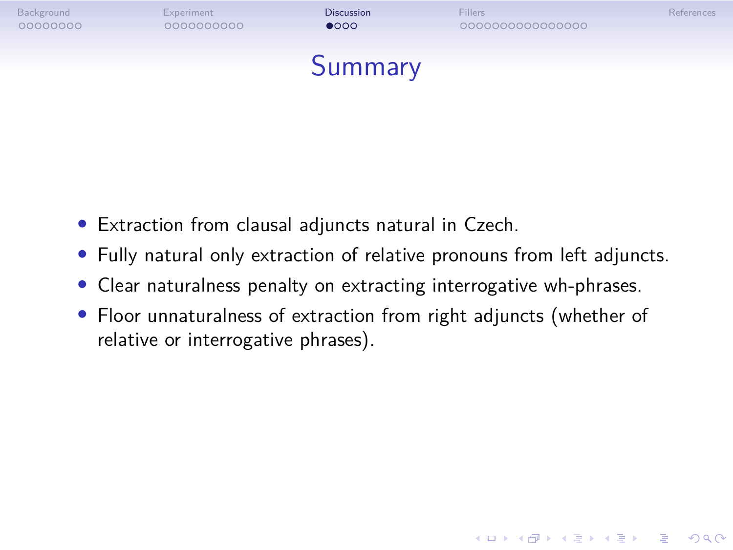# Summary

- Extraction from clausal adjuncts natural in Czech.
- Fully natural only extraction of relative pronouns from left adjuncts.
- Clear naturalness penalty on extracting interrogative wh-phrases.
- Floor unnaturalness of extraction from right adjuncts (whether of relative or interrogative phrases).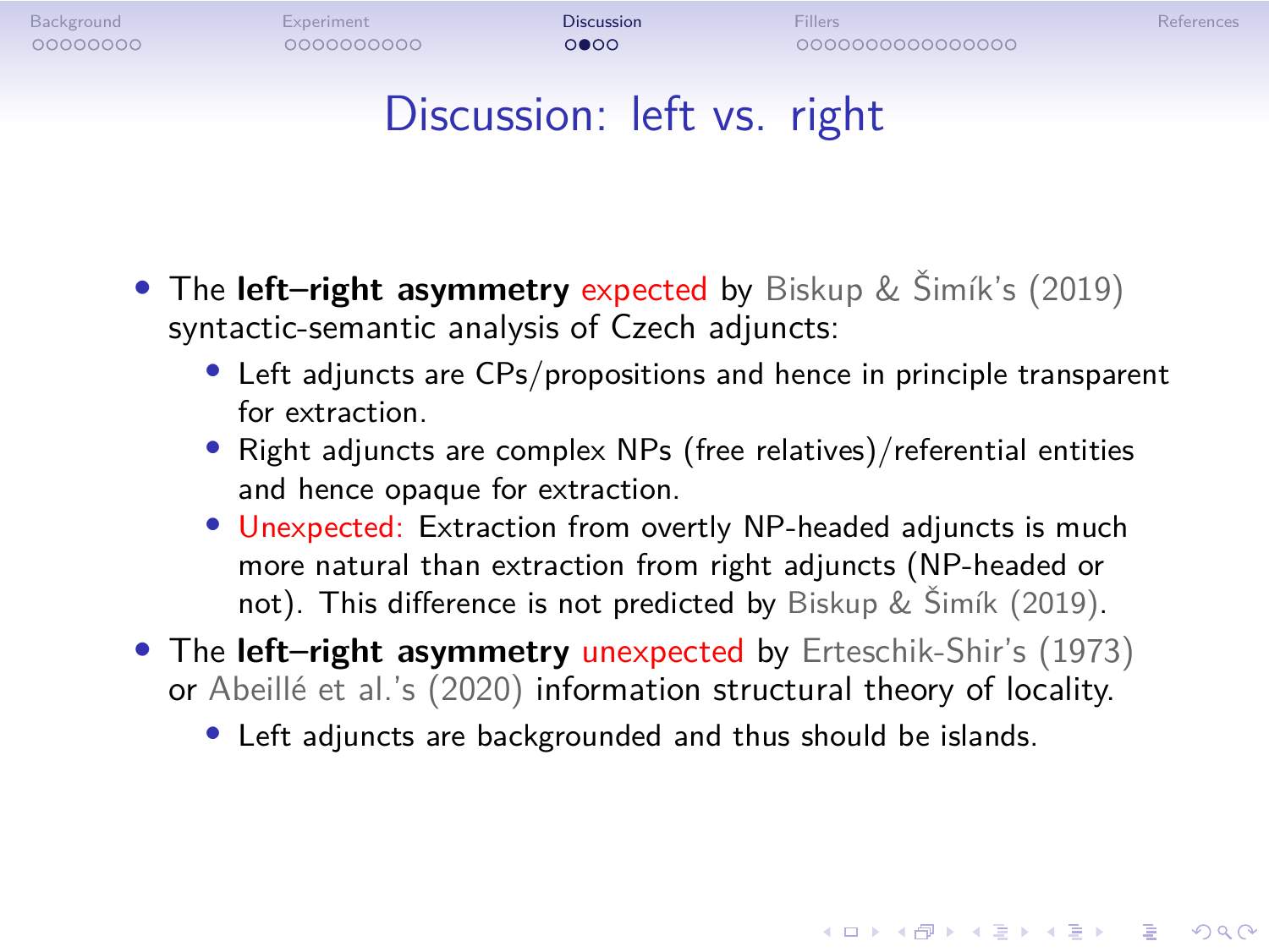# Discussion: left vs. right

- The **left–right asymmetry** expected by Biskup & Šimík's (2019) syntactic-semantic analysis of Czech adjuncts:
  - Left adjuncts are CPs/propositions and hence in principle transparent for extraction.
  - Right adjuncts are complex NPs (free relatives)/referential entities and hence opaque for extraction.
  - Unexpected: Extraction from overtly NP-headed adjuncts is much more natural than extraction from right adjuncts (NP-headed or not). This difference is not predicted by Biskup & Šimík (2019).
- The **left–right asymmetry** unexpected by Erteschik-Shir's (1973) or Abeillé et al.'s (2020) information structural theory of locality.
  - Left adjuncts are backgrounded and thus should be islands.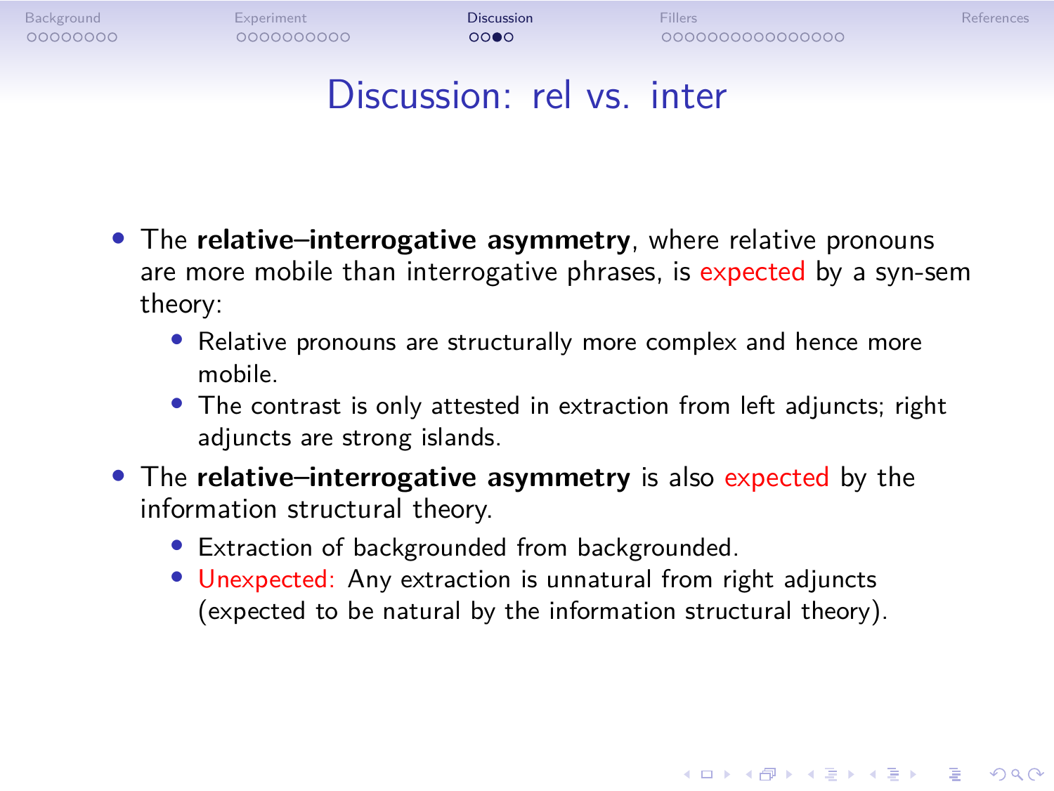# Discussion: rel vs. inter

- The **relative–interrogative asymmetry**, where relative pronouns are more mobile than interrogative phrases, is expected by a syn-sem theory:
  - Relative pronouns are structurally more complex and hence more mobile.
  - The contrast is only attested in extraction from left adjuncts; right adjuncts are strong islands.
- The **relative–interrogative asymmetry** is also expected by the information structural theory.
  - Extraction of backgrounded from backgrounded.
  - Unexpected: Any extraction is unnatural from right adjuncts (expected to be natural by the information structural theory).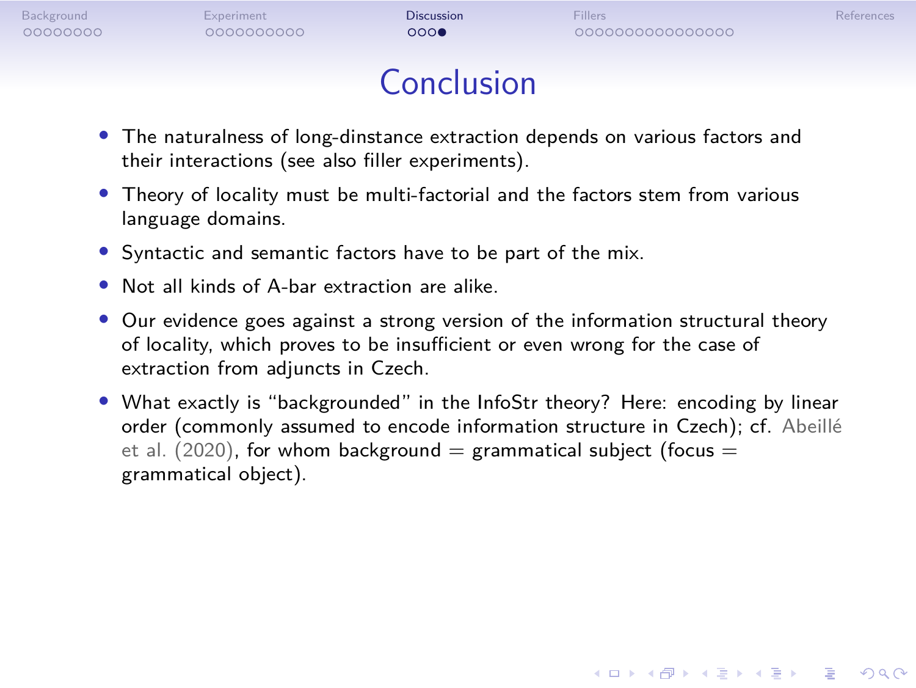# Conclusion

- The naturalness of long-dinstance extraction depends on various factors and their interactions (see also filler experiments).
- Theory of locality must be multi-factorial and the factors stem from various language domains.
- Syntactic and semantic factors have to be part of the mix.
- Not all kinds of A-bar extraction are alike.
- Our evidence goes against a strong version of the information structural theory of locality, which proves to be insufficient or even wrong for the case of extraction from adjuncts in Czech.
- What exactly is "backgrounded" in the InfoStr theory? Here: encoding by linear order (commonly assumed to encode information structure in Czech); cf. Abeillé et al. (2020), for whom background = grammatical subject (focus = grammatical object).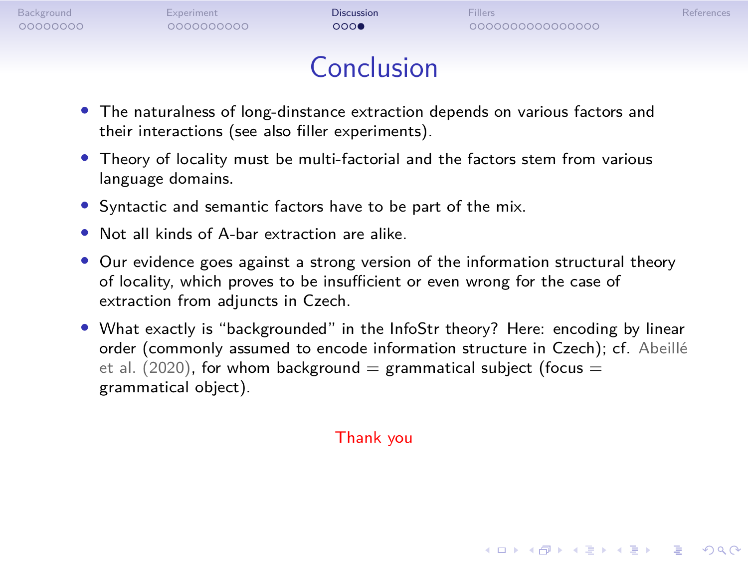# Conclusion

- The naturalness of long-dinstance extraction depends on various factors and their interactions (see also filler experiments).
- Theory of locality must be multi-factorial and the factors stem from various language domains.
- Syntactic and semantic factors have to be part of the mix.
- Not all kinds of A-bar extraction are alike.
- Our evidence goes against a strong version of the information structural theory of locality, which proves to be insufficient or even wrong for the case of extraction from adjuncts in Czech.
- What exactly is "backgrounded" in the InfoStr theory? Here: encoding by linear order (commonly assumed to encode information structure in Czech); cf. Abeillé et al. (2020), for whom background = grammatical subject (focus = grammatical object).

Thank you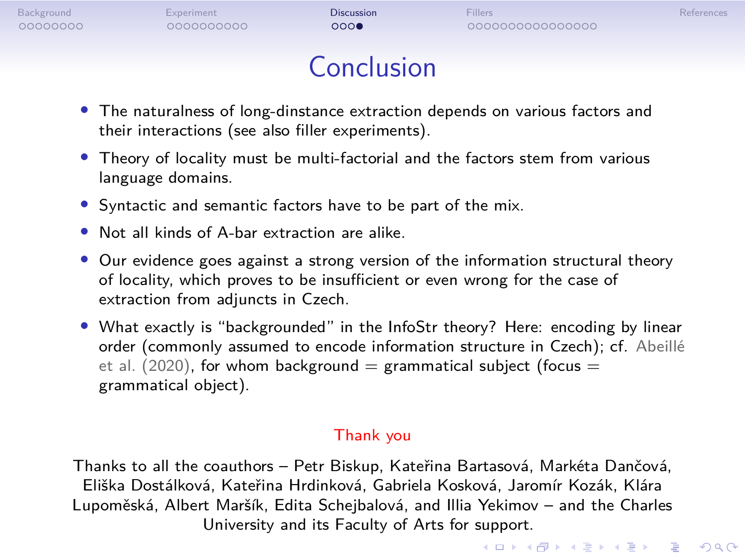# Conclusion

- The naturalness of long-dinstance extraction depends on various factors and their interactions (see also filler experiments).
- Theory of locality must be multi-factorial and the factors stem from various language domains.
- Syntactic and semantic factors have to be part of the mix.
- Not all kinds of A-bar extraction are alike.
- Our evidence goes against a strong version of the information structural theory of locality, which proves to be insufficient or even wrong for the case of extraction from adjuncts in Czech.
- What exactly is "backgrounded" in the InfoStr theory? Here: encoding by linear order (commonly assumed to encode information structure in Czech); cf. Abeillé et al. (2020), for whom background = grammatical subject (focus = grammatical object).

Thank you

Thanks to all the coauthors – Petr Biskup, Kateřina Bartasová, Markéta Dančová, Eliška Dostálková, Kateřina Hrdinková, Gabriela Kosková, Jaromír Kozák, Klára Lupoměská, Albert Maršík, Edita Schejbalová, and Illia Yekimov – and the Charles University and its Faculty of Arts for support.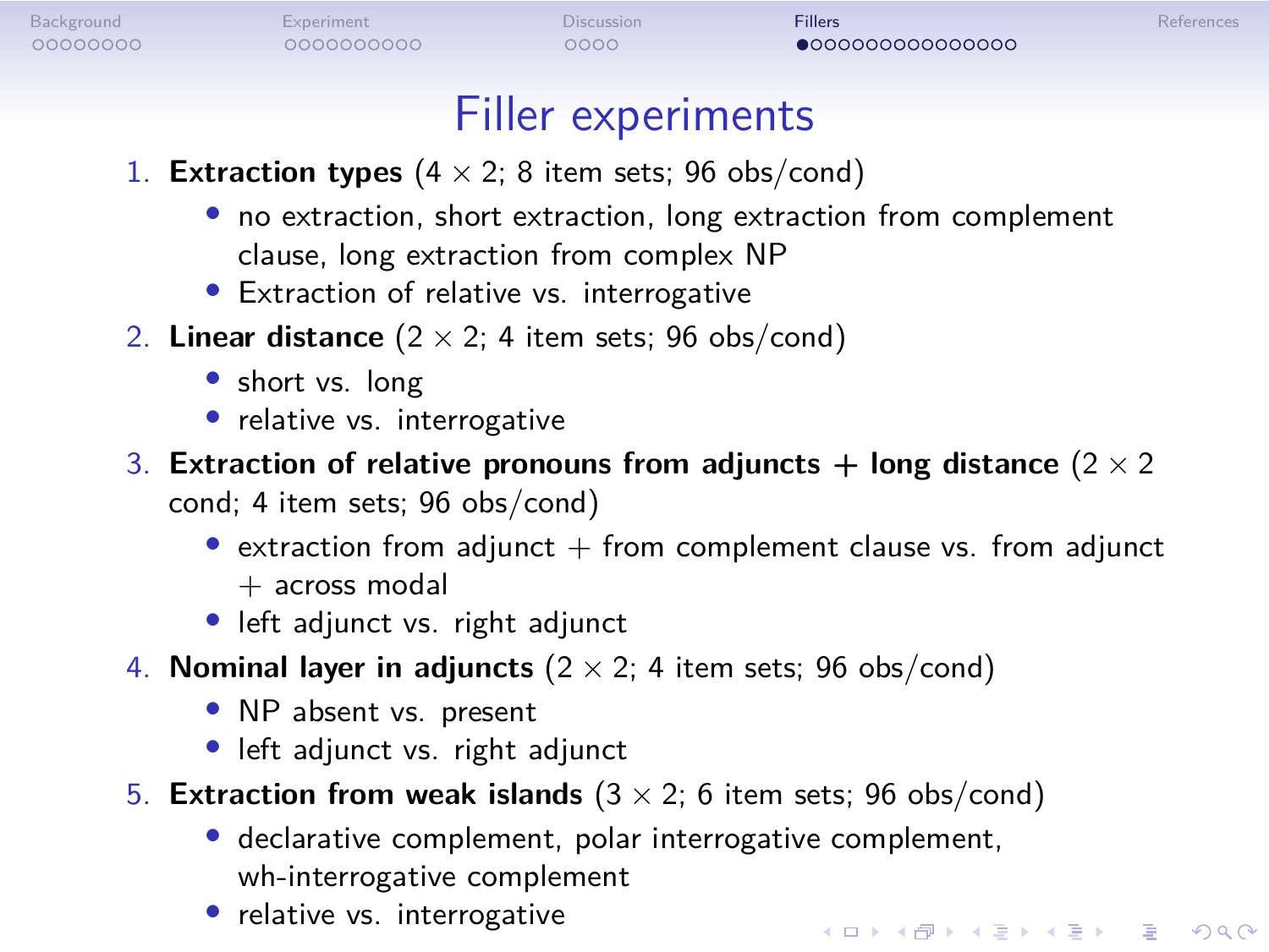# Filler experiments

1. **Extraction types** ($4 \times 2$; 8 item sets; 96 obs/cond)
   - no extraction, short extraction, long extraction from complement clause, long extraction from complex NP
   - Extraction of relative vs. interrogative
2. **Linear distance** ($2 \times 2$; 4 item sets; 96 obs/cond)
   - short vs. long
   - relative vs. interrogative
3. **Extraction of relative pronouns from adjuncts + long distance** ($2 \times 2$ cond; 4 item sets; 96 obs/cond)
   - extraction from adjunct + from complement clause vs. from adjunct + across modal
   - left adjunct vs. right adjunct
4. **Nominal layer in adjuncts** ($2 \times 2$; 4 item sets; 96 obs/cond)
   - NP absent vs. present
   - left adjunct vs. right adjunct
5. **Extraction from weak islands** ($3 \times 2$; 6 item sets; 96 obs/cond)
   - declarative complement, polar interrogative complement, wh-interrogative complement
   - relative vs. interrogative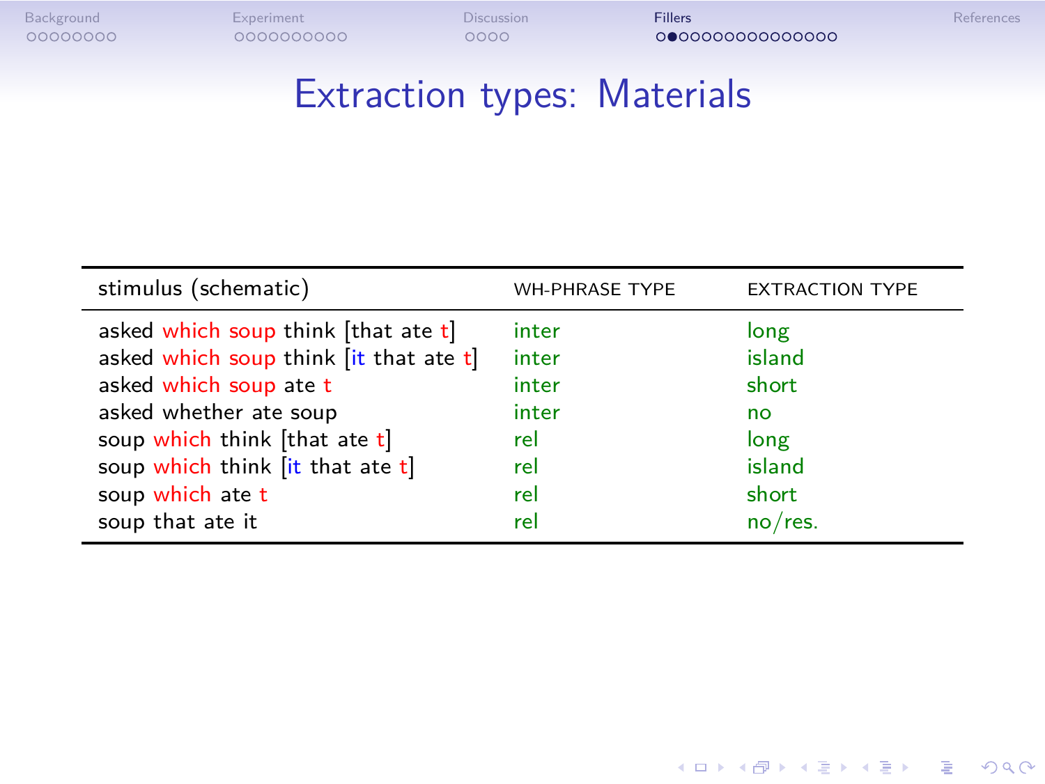# Extraction types: Materials

| stimulus (schematic) | WH-PHRASE TYPE | EXTRACTION TYPE |
|---|---|---|
| asked which soup think [that ate t] | inter | long |
| asked which soup think [it that ate t] | inter | island |
| asked which soup ate t | inter | short |
| asked whether ate soup | inter | no |
| soup which think [that ate t] | rel | long |
| soup which think [it that ate t] | rel | island |
| soup which ate t | rel | short |
| soup that ate it | rel | no/res. |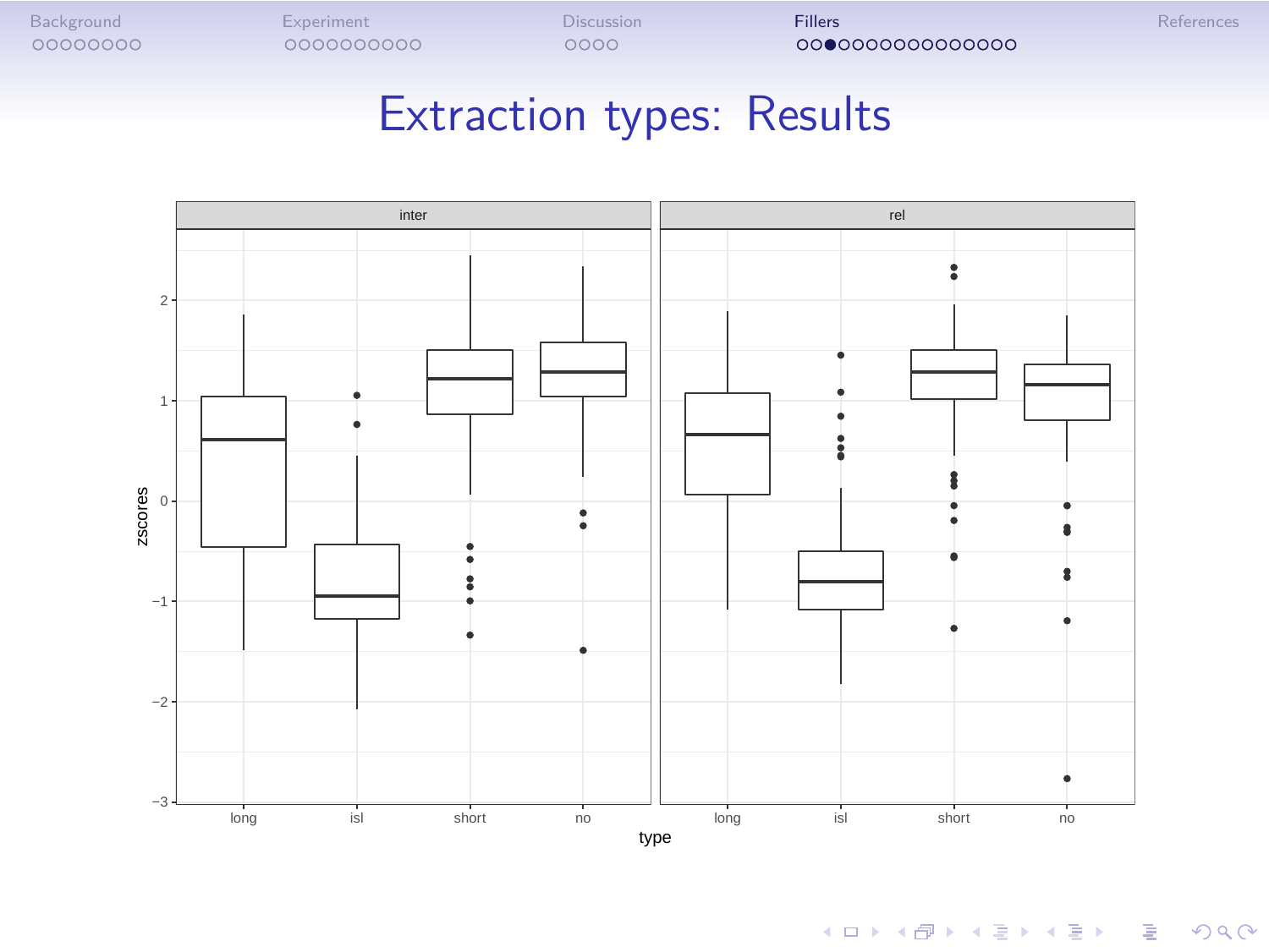# Extraction types: Results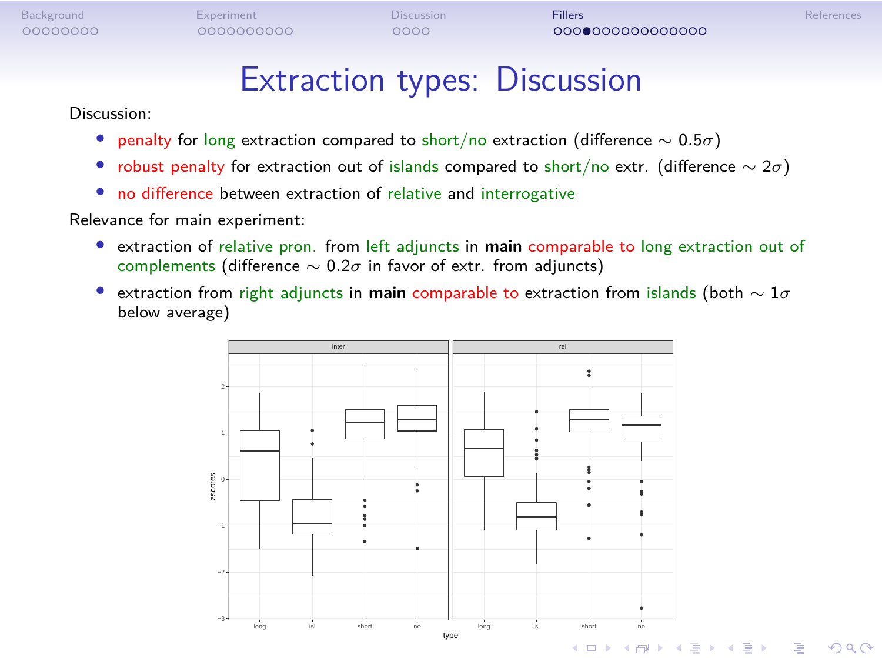# Extraction types: Discussion

Discussion:

- penalty for long extraction compared to short/no extraction (difference $\sim 0.5\sigma$)
- robust penalty for extraction out of islands compared to short/no extr. (difference $\sim 2\sigma$)
- no difference between extraction of relative and interrogative

Relevance for main experiment:

- extraction of relative pron. from left adjuncts in **main** comparable to long extraction out of complements (difference $\sim 0.2\sigma$ in favor of extr. from adjuncts)
- extraction from right adjuncts in **main** comparable to extraction from islands (both $\sim 1\sigma$ below average)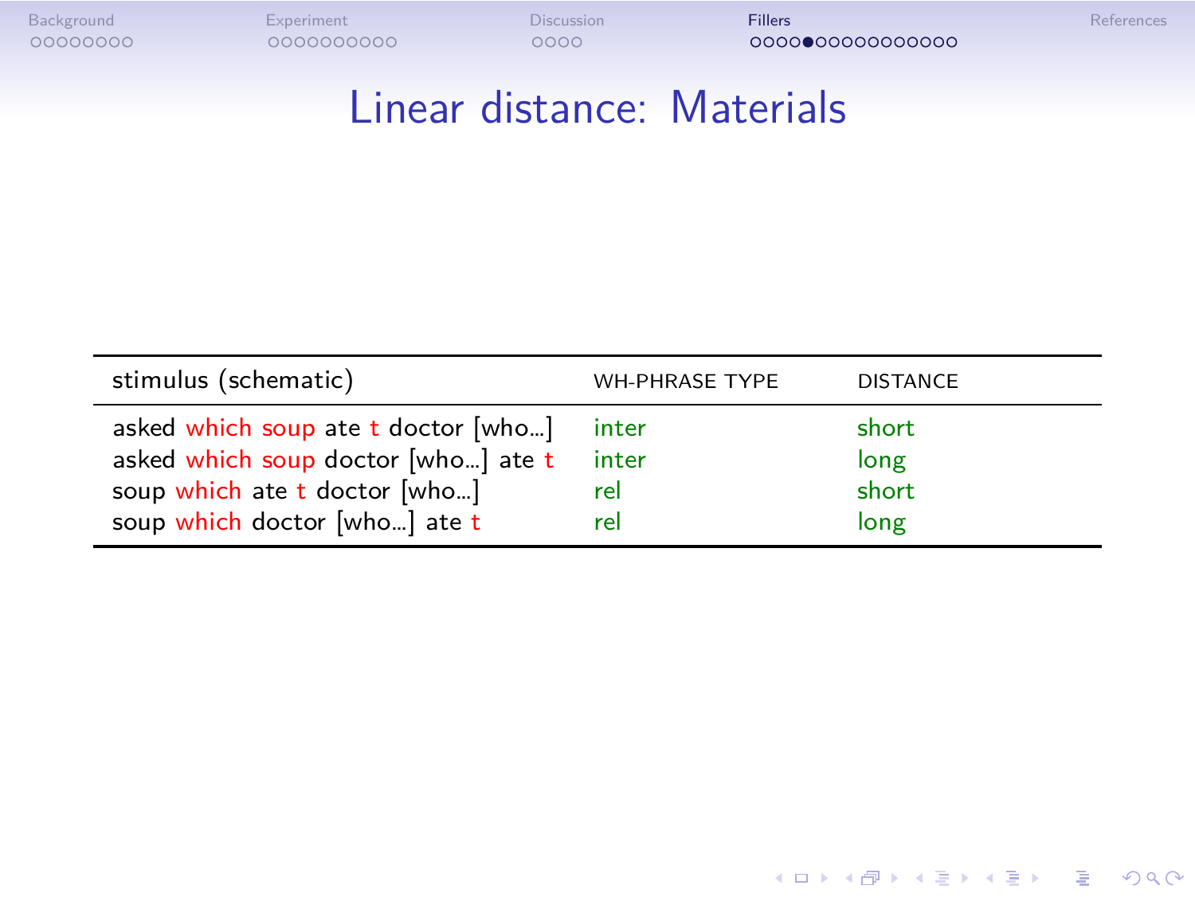# Linear distance: Materials

| stimulus (schematic) | WH-PHRASE TYPE | DISTANCE |
|---|---|---|
| asked which soup ate t doctor [who...] | inter | short |
| asked which soup doctor [who...] ate t | inter | long |
| soup which ate t doctor [who...] | rel | short |
| soup which doctor [who...] ate t | rel | long |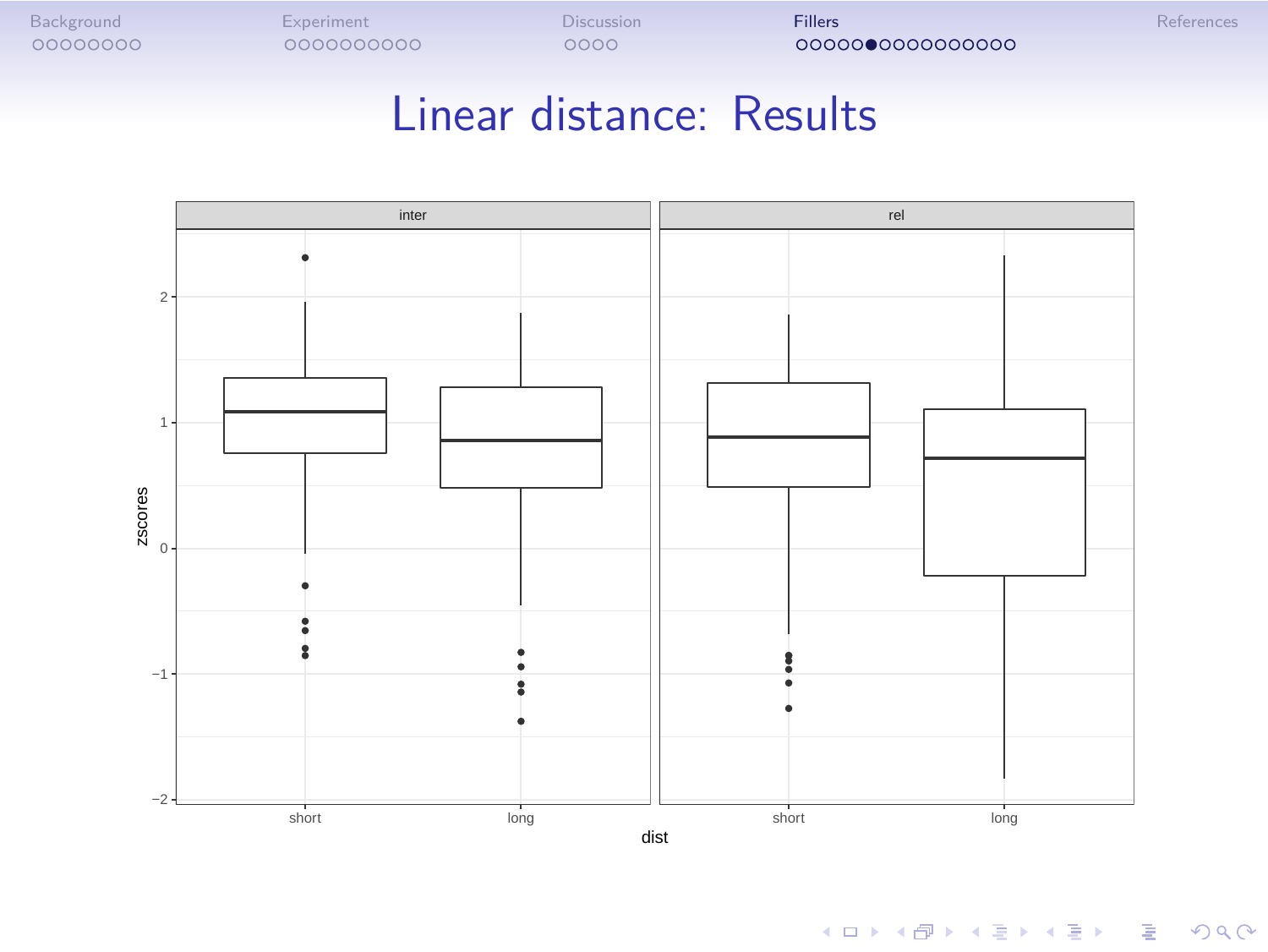# Linear distance: Results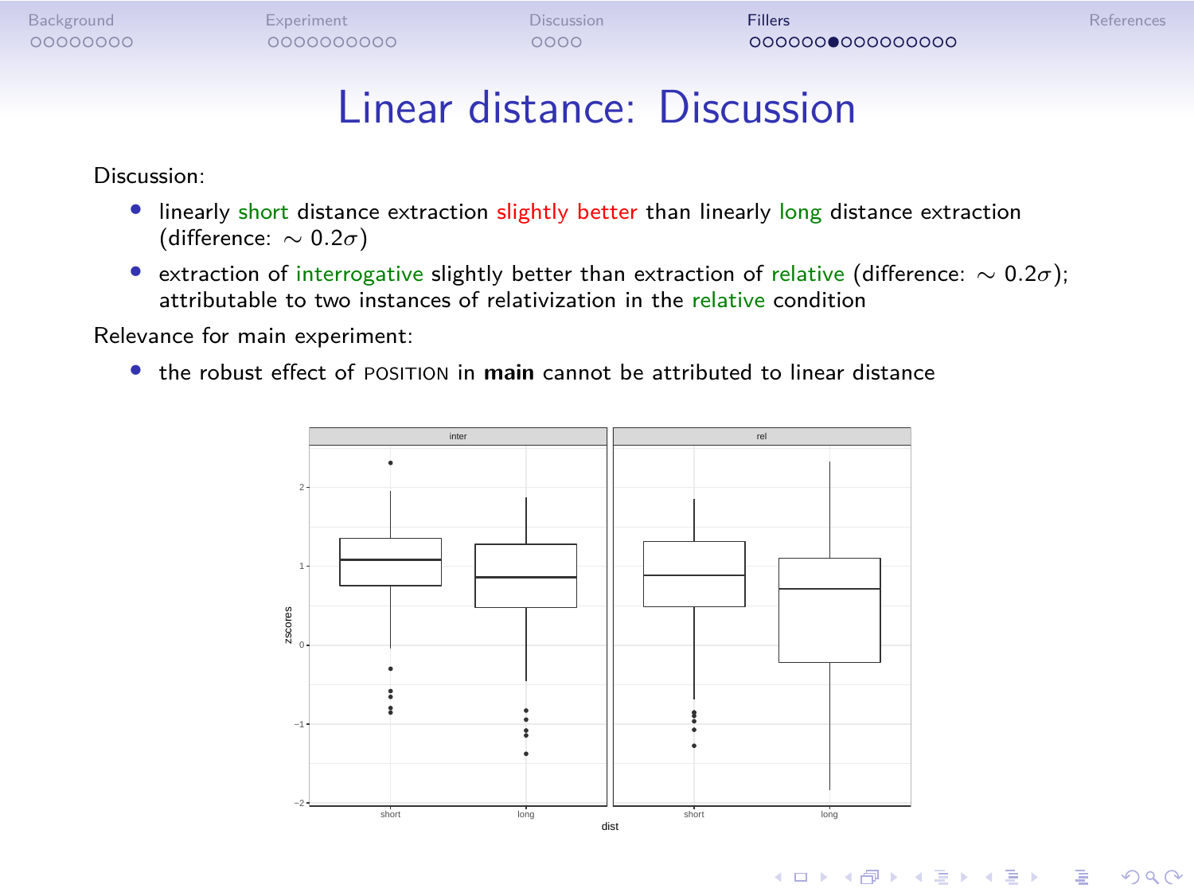# Linear distance: Discussion

Discussion:

- linearly short distance extraction slightly better than linearly long distance extraction (difference: $\sim 0.2\sigma$)
- extraction of interrogative slightly better than extraction of relative (difference: $\sim 0.2\sigma$); attributable to two instances of relativization in the relative condition

Relevance for main experiment:

- the robust effect of POSITION in **main** cannot be attributed to linear distance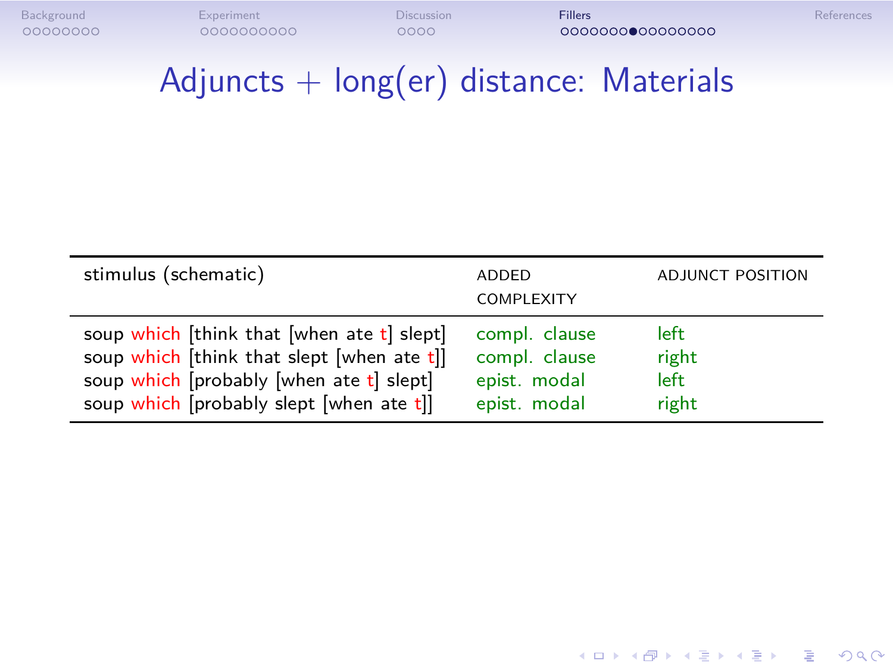# Adjuncts + long(er) distance: Materials

| stimulus (schematic) | ADDED COMPLEXITY | ADJUNCT POSITION |
|---|---|---|
| soup which [think that [when ate t] slept] | compl. clause | left |
| soup which [think that slept [when ate t]] | compl. clause | right |
| soup which [probably [when ate t] slept] | epist. modal | left |
| soup which [probably slept [when ate t]] | epist. modal | right |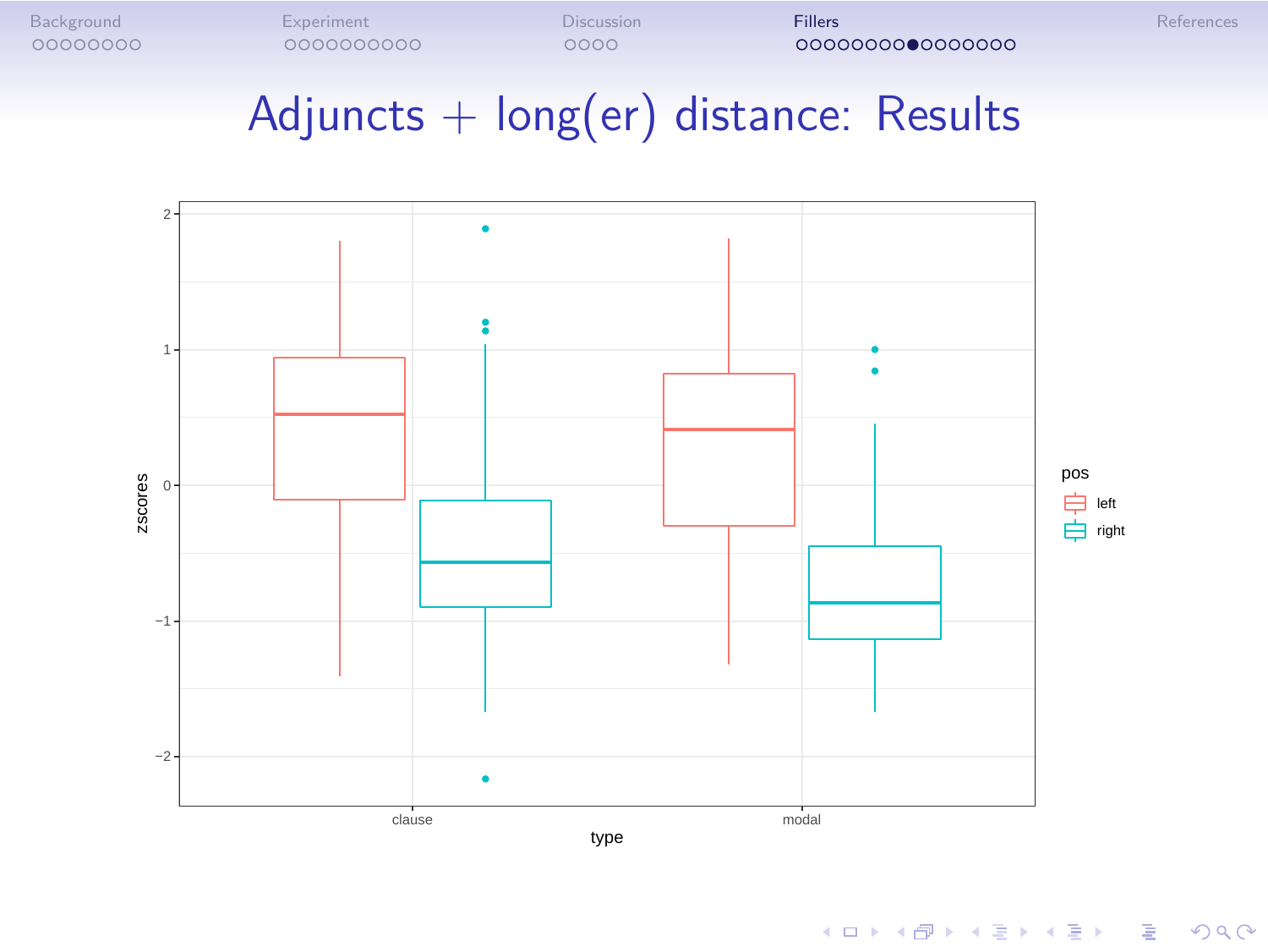# Adjuncts + long(er) distance: Results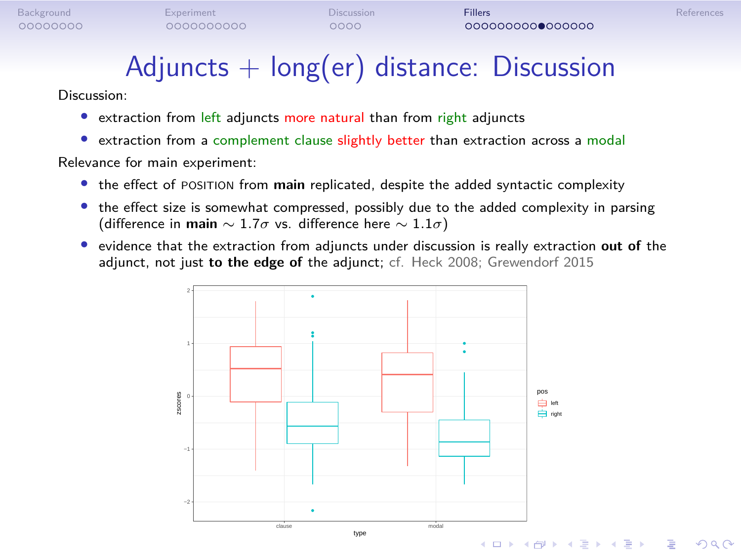# Adjuncts + long(er) distance: Discussion

Discussion:

- extraction from left adjuncts more natural than from right adjuncts
- extraction from a complement clause slightly better than extraction across a modal

Relevance for main experiment:

- the effect of POSITION from **main** replicated, despite the added syntactic complexity
- the effect size is somewhat compressed, possibly due to the added complexity in parsing (difference in **main** $\sim 1.7\sigma$ vs. difference here $\sim 1.1\sigma$)
- evidence that the extraction from adjuncts under discussion is really extraction **out of** the adjunct, not just **to the edge of** the adjunct; cf. Heck 2008; Grewendorf 2015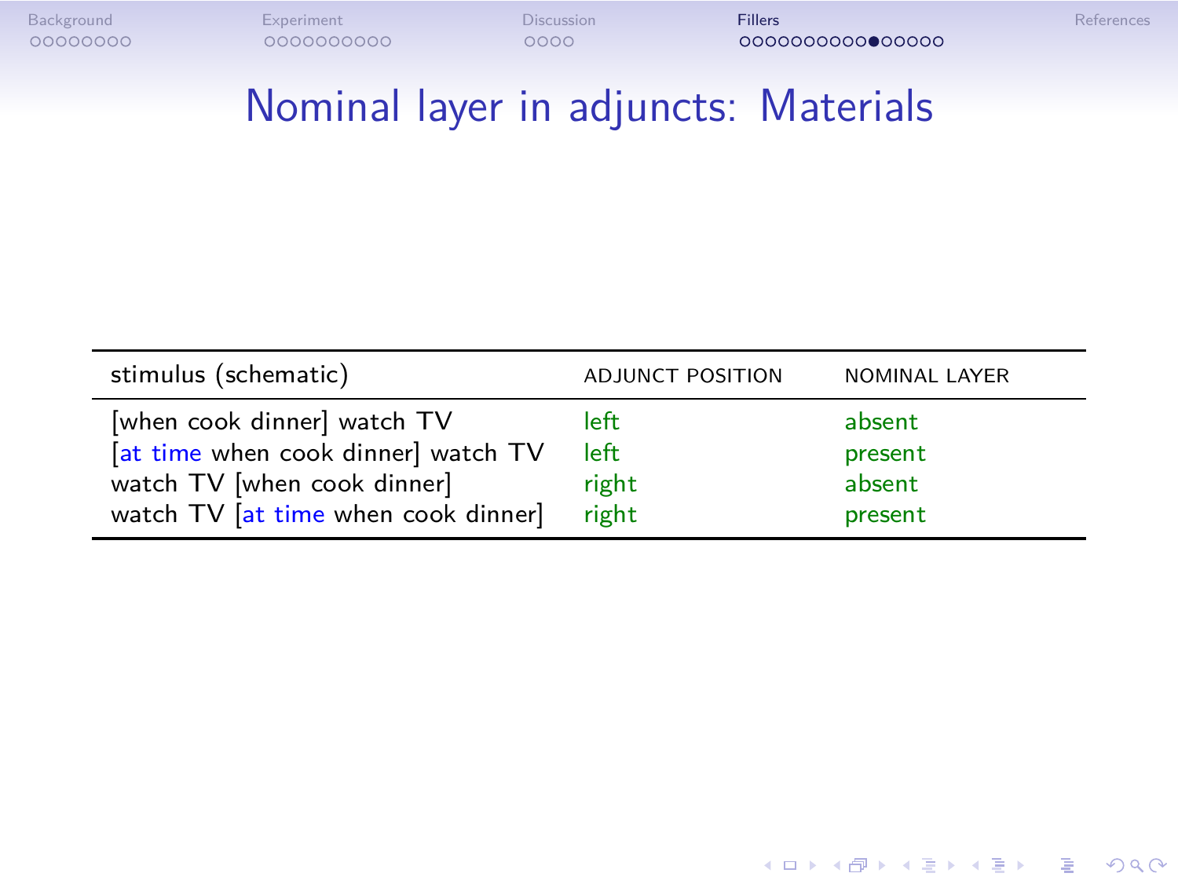# Nominal layer in adjuncts: Materials

| stimulus (schematic) | ADJUNCT POSITION | NOMINAL LAYER |
|---|---|---|
| [when cook dinner] watch TV | left | absent |
| [at time when cook dinner] watch TV | left | present |
| watch TV [when cook dinner] | right | absent |
| watch TV [at time when cook dinner] | right | present |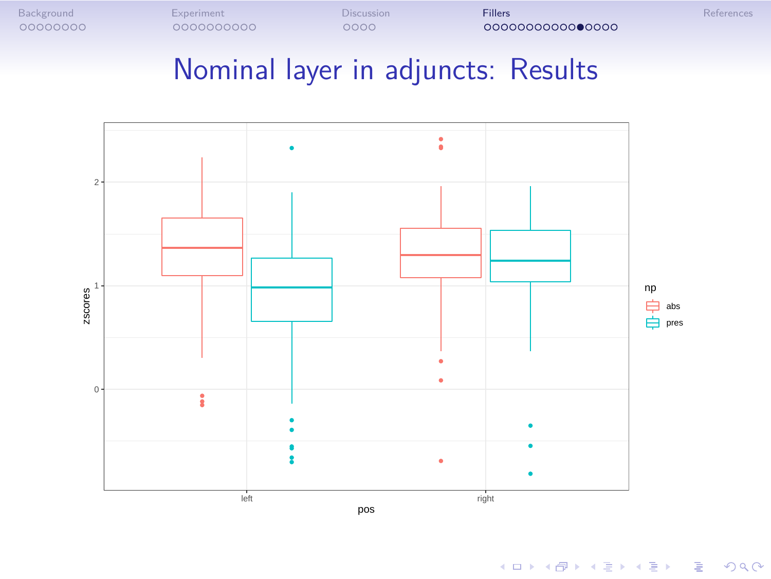# Nominal layer in adjuncts: Results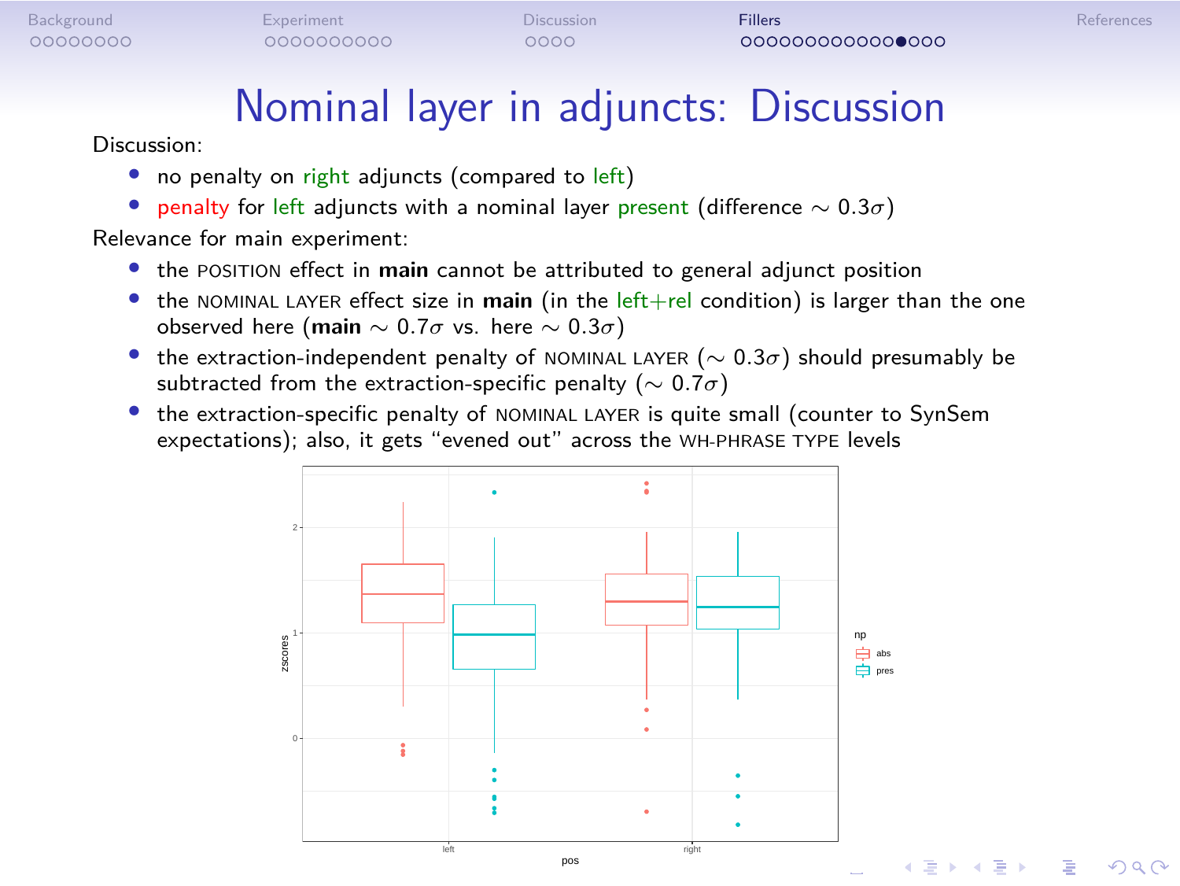# Nominal layer in adjuncts: Discussion

Discussion:

- no penalty on right adjuncts (compared to left)
- penalty for left adjuncts with a nominal layer present (difference $\sim 0.3\sigma$)

Relevance for main experiment:

- the POSITION effect in **main** cannot be attributed to general adjunct position
- the NOMINAL LAYER effect size in **main** (in the left+rel condition) is larger than the one observed here (**main** $\sim 0.7\sigma$ vs. here $\sim 0.3\sigma$)
- the extraction-independent penalty of NOMINAL LAYER ($\sim 0.3\sigma$) should presumably be subtracted from the extraction-specific penalty ($\sim 0.7\sigma$)
- the extraction-specific penalty of NOMINAL LAYER is quite small (counter to SynSem expectations); also, it gets "evened out" across the WH-PHRASE TYPE levels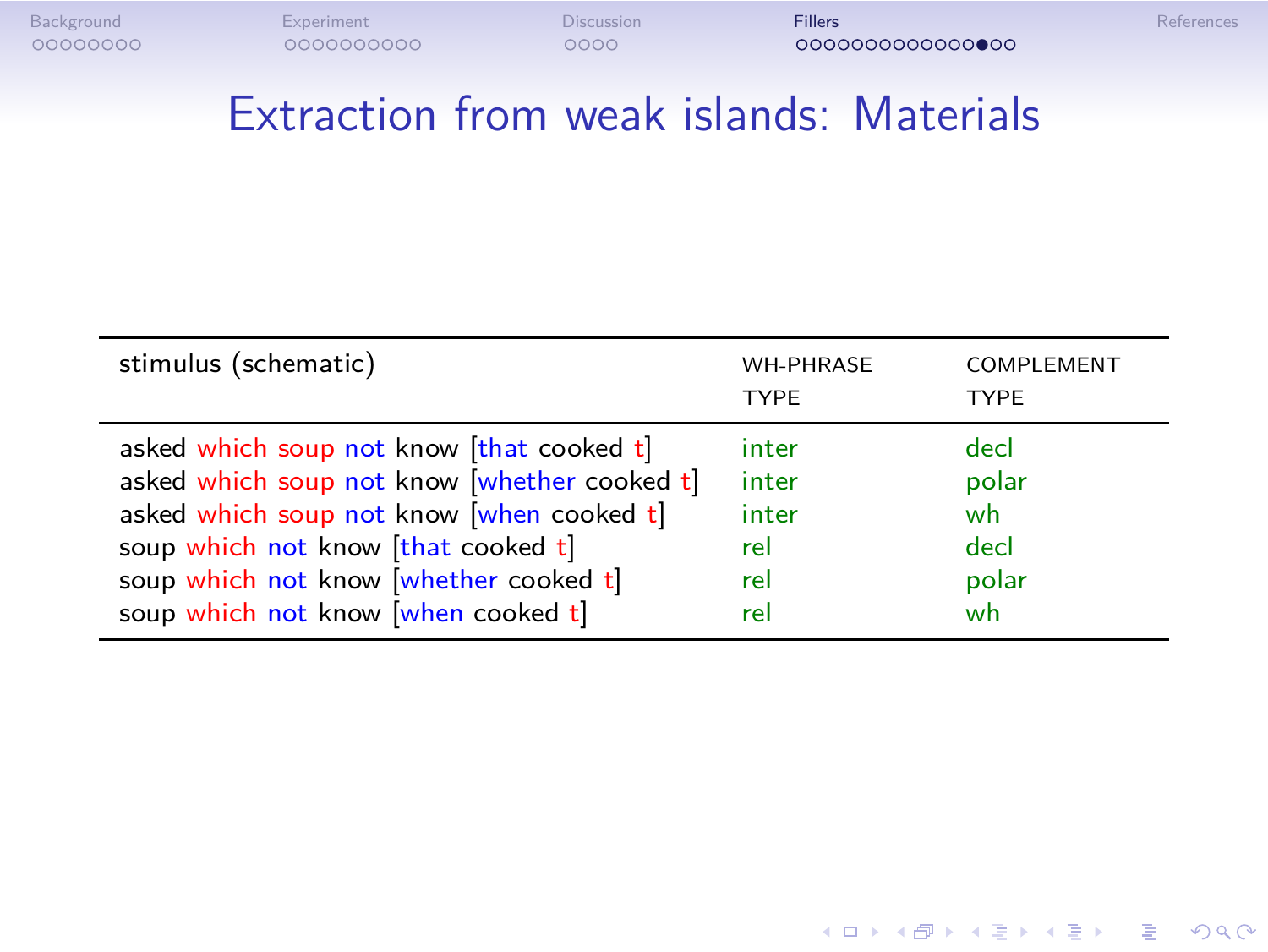# Extraction from weak islands: Materials

| stimulus (schematic) | WH-PHRASE TYPE | COMPLEMENT TYPE |
|---|---|---|
| asked which soup not know [that cooked t] | inter | decl |
| asked which soup not know [whether cooked t] | inter | polar |
| asked which soup not know [when cooked t] | inter | wh |
| soup which not know [that cooked t] | rel | decl |
| soup which not know [whether cooked t] | rel | polar |
| soup which not know [when cooked t] | rel | wh |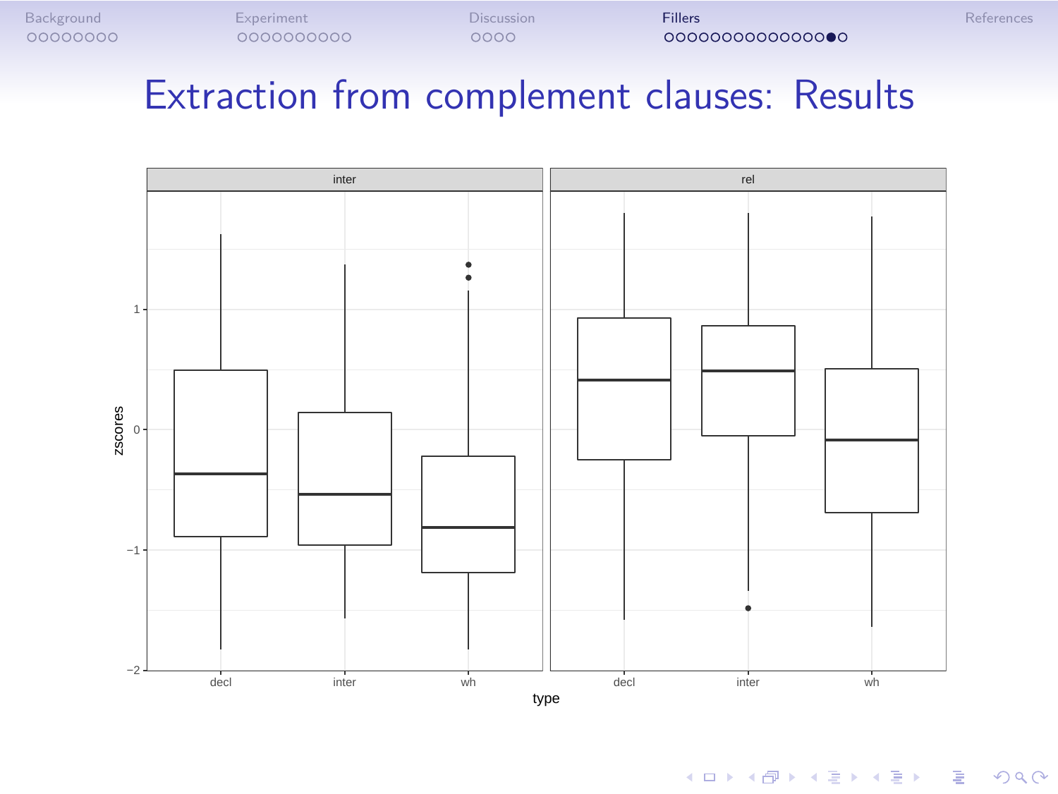# Extraction from complement clauses: Results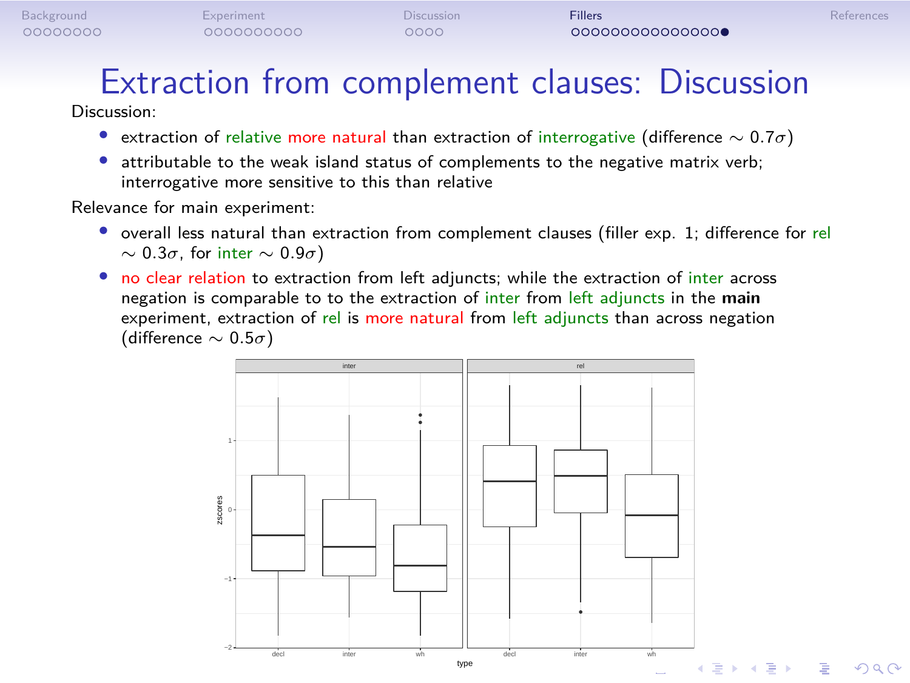# Extraction from complement clauses: Discussion

Discussion:

- extraction of relative more natural than extraction of interrogative (difference $\sim 0.7\sigma$)
- attributable to the weak island status of complements to the negative matrix verb; interrogative more sensitive to this than relative

Relevance for main experiment:

- overall less natural than extraction from complement clauses (filler exp. 1; difference for rel $\sim 0.3\sigma$, for inter $\sim 0.9\sigma$)
- no clear relation to extraction from left adjuncts; while the extraction of inter across negation is comparable to to the extraction of inter from left adjuncts in the **main** experiment, extraction of rel is more natural from left adjuncts than across negation (difference $\sim 0.5\sigma$)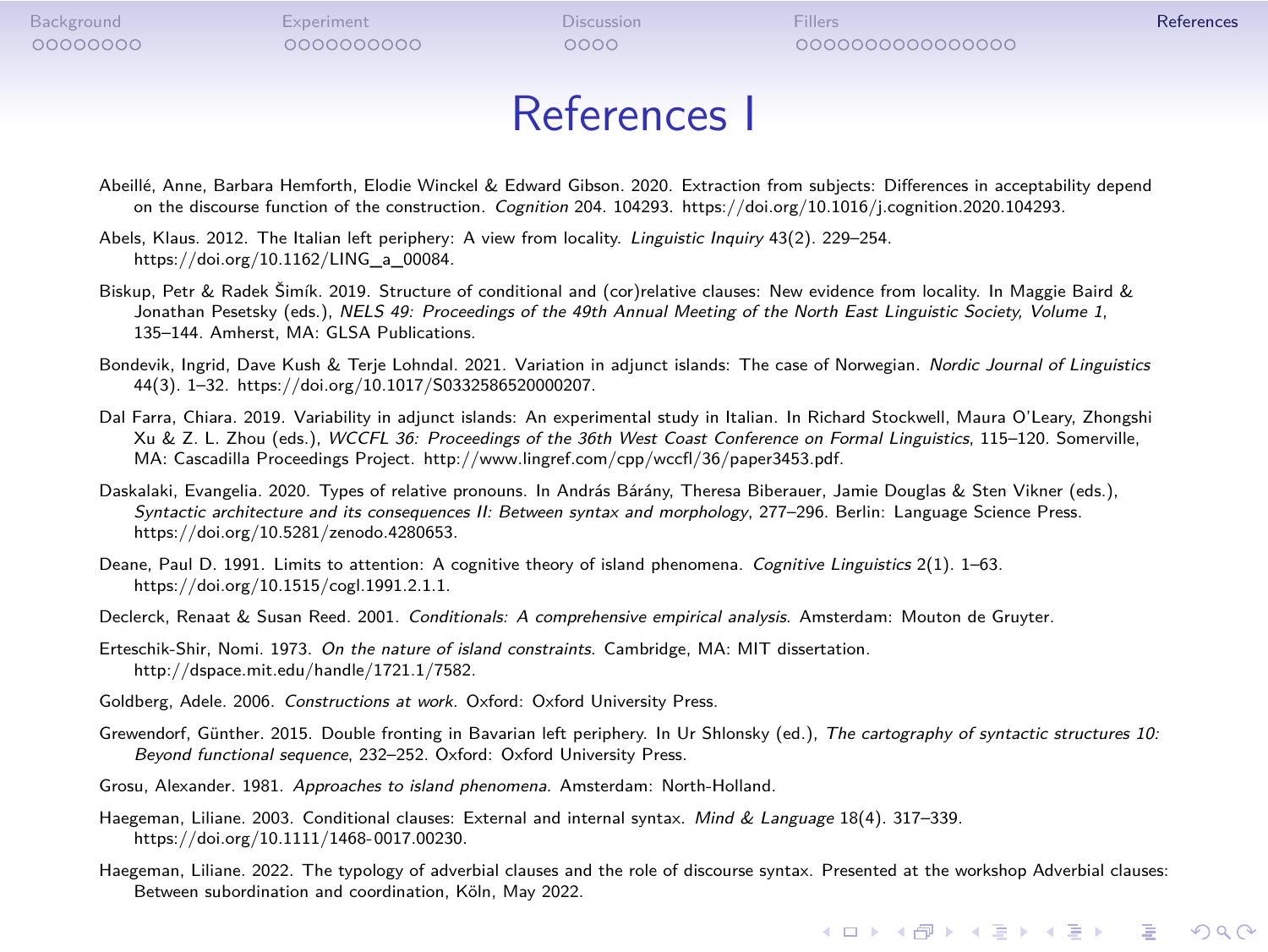# References I

Abeillé, Anne, Barbara Hemforth, Elodie Winckel & Edward Gibson. 2020. Extraction from subjects: Differences in acceptability depend on the discourse function of the construction. *Cognition* 204. 104293. https://doi.org/10.1016/j.cognition.2020.104293.

Abels, Klaus. 2012. The Italian left periphery: A view from locality. *Linguistic Inquiry* 43(2). 229–254. https://doi.org/10.1162/LING_a_00084.

Biskup, Petr & Radek Šimík. 2019. Structure of conditional and (cor)relative clauses: New evidence from locality. In Maggie Baird & Jonathan Pesetsky (eds.), *NELS 49: Proceedings of the 49th Annual Meeting of the North East Linguistic Society, Volume 1*, 135–144. Amherst, MA: GLSA Publications.

Bondevik, Ingrid, Dave Kush & Terje Lohndal. 2021. Variation in adjunct islands: The case of Norwegian. *Nordic Journal of Linguistics* 44(3). 1–32. https://doi.org/10.1017/S0332586520000207.

Dal Farra, Chiara. 2019. Variability in adjunct islands: An experimental study in Italian. In Richard Stockwell, Maura O'Leary, Zhongshi Xu & Z. L. Zhou (eds.), *WCCFL 36: Proceedings of the 36th West Coast Conference on Formal Linguistics*, 115–120. Somerville, MA: Cascadilla Proceedings Project. http://www.lingref.com/cpp/wccfl/36/paper3453.pdf.

Daskalaki, Evangelia. 2020. Types of relative pronouns. In András Bárány, Theresa Biberauer, Jamie Douglas & Sten Vikner (eds.), *Syntactic architecture and its consequences II: Between syntax and morphology*, 277–296. Berlin: Language Science Press. https://doi.org/10.5281/zenodo.4280653.

Deane, Paul D. 1991. Limits to attention: A cognitive theory of island phenomena. *Cognitive Linguistics* 2(1). 1–63. https://doi.org/10.1515/cogl.1991.2.1.1.

Declerck, Renaat & Susan Reed. 2001. *Conditionals: A comprehensive empirical analysis*. Amsterdam: Mouton de Gruyter.

Erteschik-Shir, Nomi. 1973. *On the nature of island constraints*. Cambridge, MA: MIT dissertation. http://dspace.mit.edu/handle/1721.1/7582.

Goldberg, Adele. 2006. *Constructions at work*. Oxford: Oxford University Press.

Grewendorf, Günther. 2015. Double fronting in Bavarian left periphery. In Ur Shlonsky (ed.), *The cartography of syntactic structures 10: Beyond functional sequence*, 232–252. Oxford: Oxford University Press.

Grosu, Alexander. 1981. *Approaches to island phenomena*. Amsterdam: North-Holland.

Haegeman, Liliane. 2003. Conditional clauses: External and internal syntax. *Mind & Language* 18(4). 317–339. https://doi.org/10.1111/1468-0017.00230.

Haegeman, Liliane. 2022. The typology of adverbial clauses and the role of discourse syntax. Presented at the workshop Adverbial clauses: Between subordination and coordination, Köln, May 2022.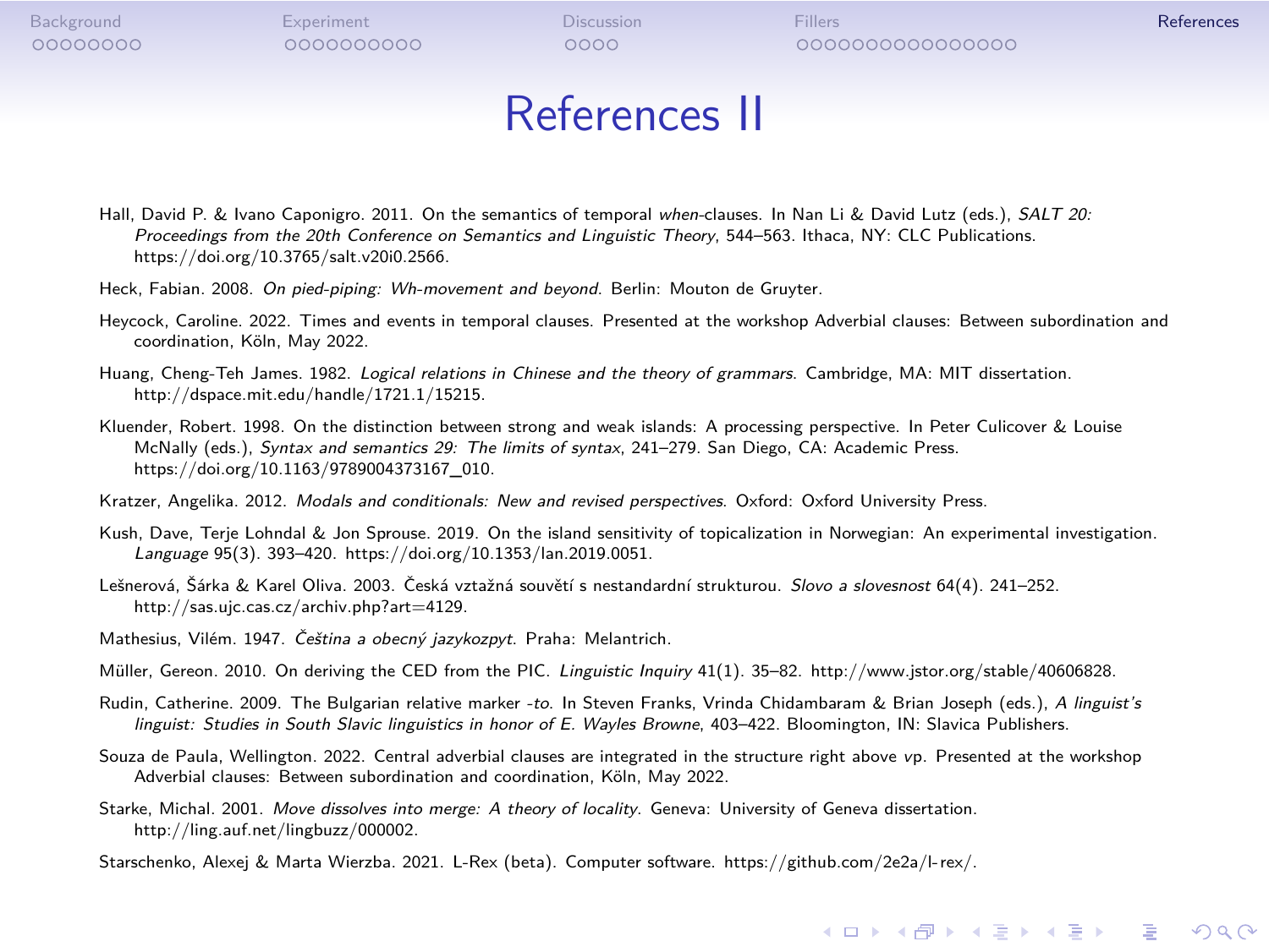# References II

Hall, David P. & Ivano Caponigro. 2011. On the semantics of temporal *when*-clauses. In Nan Li & David Lutz (eds.), *SALT 20: Proceedings from the 20th Conference on Semantics and Linguistic Theory*, 544–563. Ithaca, NY: CLC Publications. https://doi.org/10.3765/salt.v20i0.2566.

Heck, Fabian. 2008. *On pied-piping: Wh-movement and beyond*. Berlin: Mouton de Gruyter.

Heycock, Caroline. 2022. Times and events in temporal clauses. Presented at the workshop Adverbial clauses: Between subordination and coordination, Köln, May 2022.

Huang, Cheng-Teh James. 1982. *Logical relations in Chinese and the theory of grammars*. Cambridge, MA: MIT dissertation. http://dspace.mit.edu/handle/1721.1/15215.

Kluender, Robert. 1998. On the distinction between strong and weak islands: A processing perspective. In Peter Culicover & Louise McNally (eds.), *Syntax and semantics 29: The limits of syntax*, 241–279. San Diego, CA: Academic Press. https://doi.org/10.1163/9789004373167_010.

Kratzer, Angelika. 2012. *Modals and conditionals: New and revised perspectives*. Oxford: Oxford University Press.

Kush, Dave, Terje Lohndal & Jon Sprouse. 2019. On the island sensitivity of topicalization in Norwegian: An experimental investigation. *Language* 95(3). 393–420. https://doi.org/10.1353/lan.2019.0051.

Lešnerová, Šárka & Karel Oliva. 2003. Česká vztažná souvětí s nestandardní strukturou. *Slovo a slovesnost* 64(4). 241–252. http://sas.ujc.cas.cz/archiv.php?art=4129.

Mathesius, Vilém. 1947. *Čeština a obecný jazykozpyt*. Praha: Melantrich.

Müller, Gereon. 2010. On deriving the CED from the PIC. *Linguistic Inquiry* 41(1). 35–82. http://www.jstor.org/stable/40606828.

Rudin, Catherine. 2009. The Bulgarian relative marker *-to*. In Steven Franks, Vrinda Chidambaram & Brian Joseph (eds.), *A linguist's linguist: Studies in South Slavic linguistics in honor of E. Wayles Browne*, 403–422. Bloomington, IN: Slavica Publishers.

Souza de Paula, Wellington. 2022. Central adverbial clauses are integrated in the structure right above *v*p. Presented at the workshop Adverbial clauses: Between subordination and coordination, Köln, May 2022.

Starke, Michal. 2001. *Move dissolves into merge: A theory of locality*. Geneva: University of Geneva dissertation. http://ling.auf.net/lingbuzz/000002.

Starschenko, Alexej & Marta Wierzba. 2021. L-Rex (beta). Computer software. https://github.com/2e2a/l-rex/.